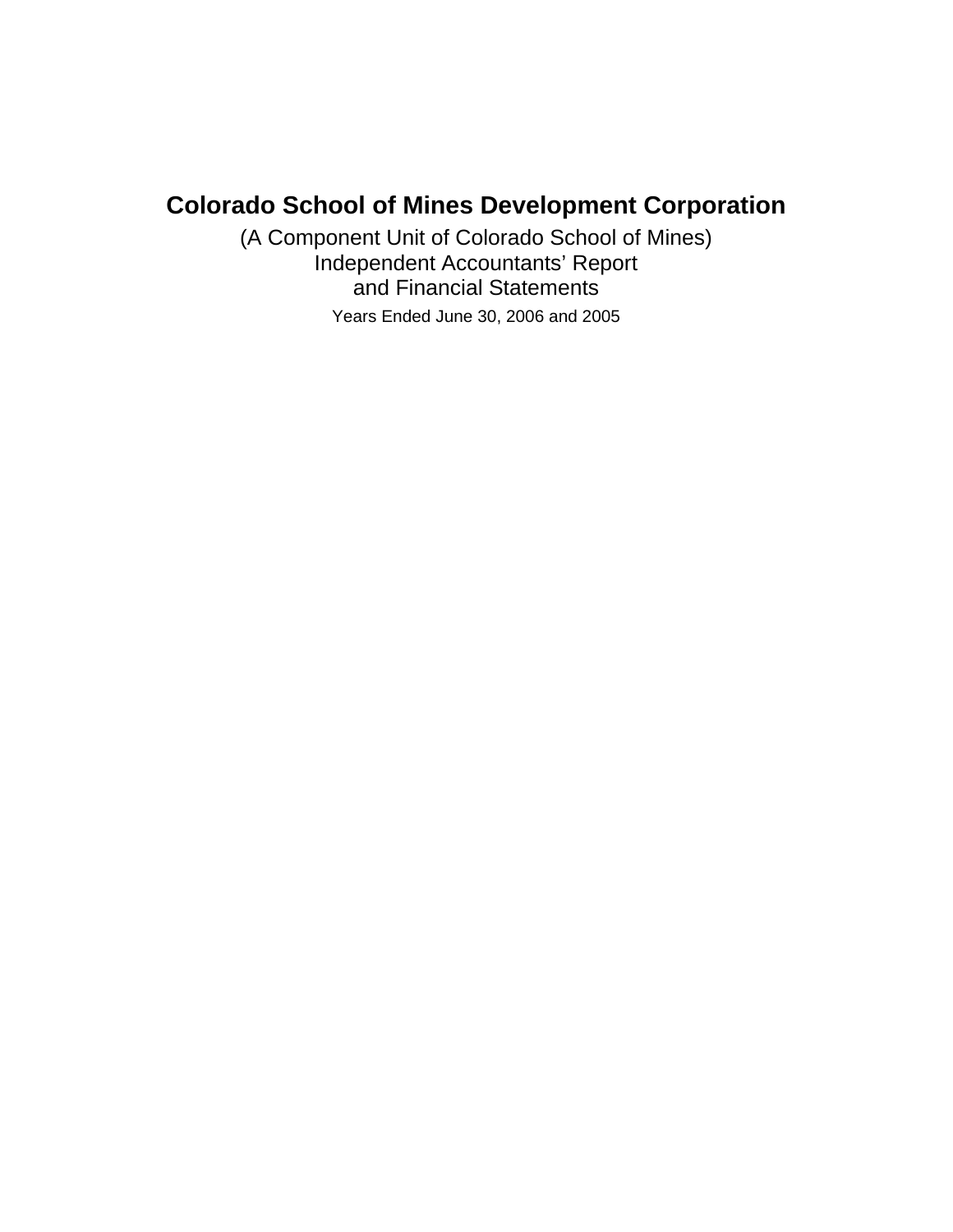# Colorado School of Mines Development Corporation

(A Component Unit of Colorado School of Mines)
Independent Accountants' Report
and Financial Statements

Years Ended June 30, 2006 and 2005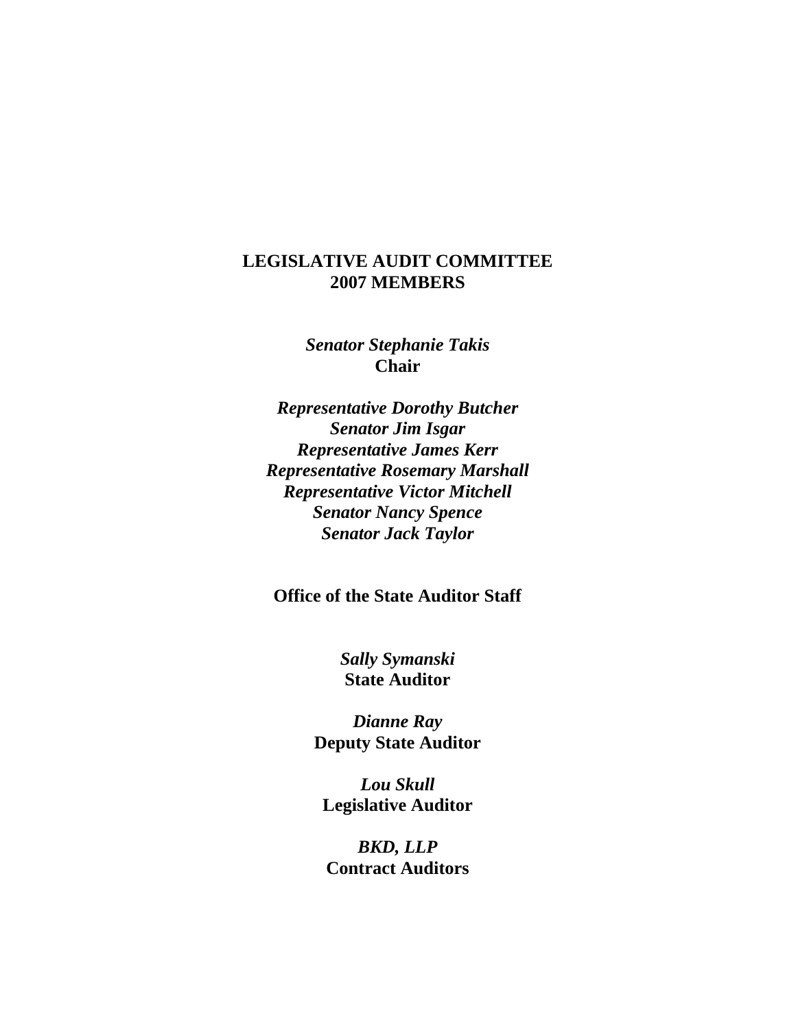**LEGISLATIVE AUDIT COMMITTEE**
**2007 MEMBERS**

***Senator Stephanie Takis***
**Chair**

***Representative Dorothy Butcher***
***Senator Jim Isgar***
***Representative James Kerr***
***Representative Rosemary Marshall***
***Representative Victor Mitchell***
***Senator Nancy Spence***
***Senator Jack Taylor***

**Office of the State Auditor Staff**

***Sally Symanski***
**State Auditor**

***Dianne Ray***
**Deputy State Auditor**

***Lou Skull***
**Legislative Auditor**

***BKD, LLP***
**Contract Auditors**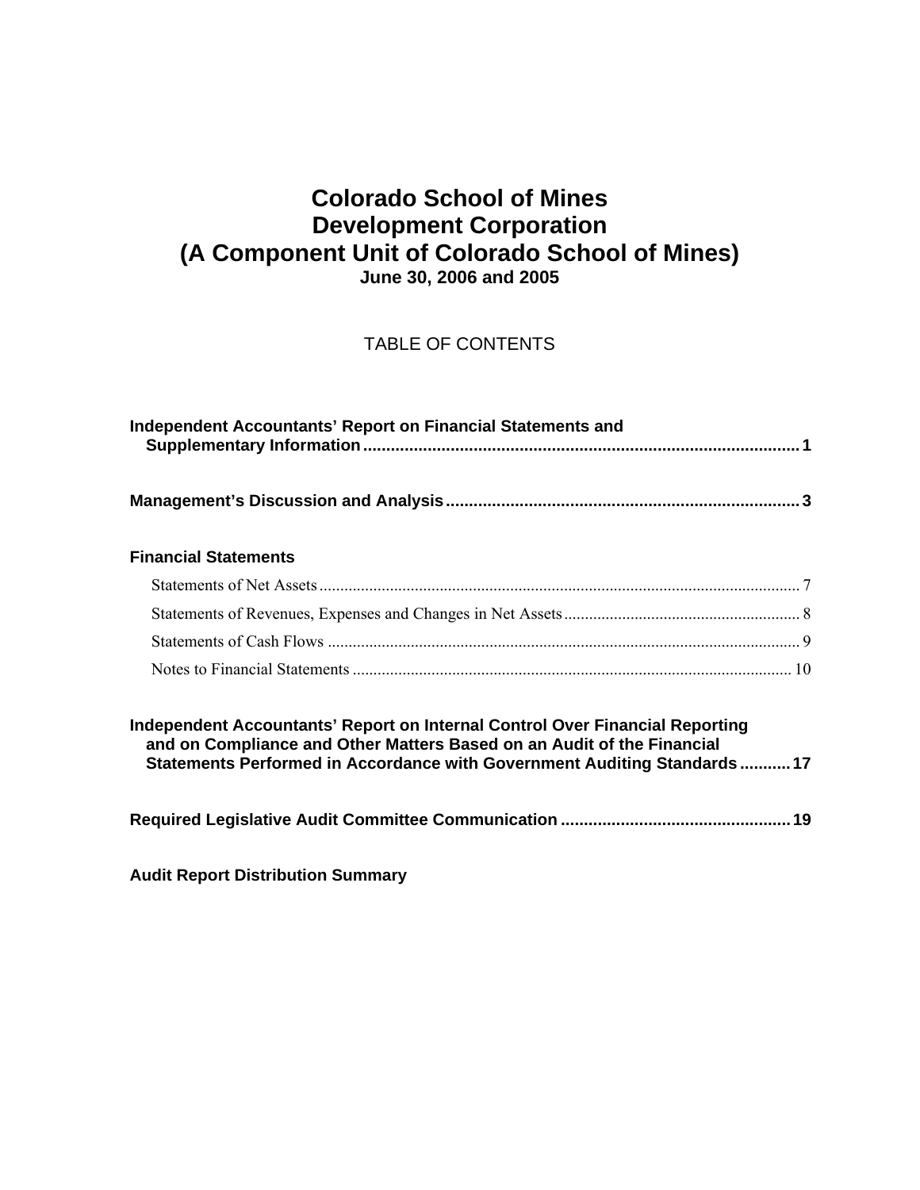# Colorado School of Mines
# Development Corporation
# (A Component Unit of Colorado School of Mines)
**June 30, 2006 and 2005**

TABLE OF CONTENTS

**Independent Accountants' Report on Financial Statements and Supplementary Information** .......... **1**

**Management's Discussion and Analysis** .......... **3**

**Financial Statements**

Statements of Net Assets .......... 7

Statements of Revenues, Expenses and Changes in Net Assets .......... 8

Statements of Cash Flows .......... 9

Notes to Financial Statements .......... 10

**Independent Accountants' Report on Internal Control Over Financial Reporting and on Compliance and Other Matters Based on an Audit of the Financial Statements Performed in Accordance with Government Auditing Standards** .......... **17**

**Required Legislative Audit Committee Communication** .......... **19**

**Audit Report Distribution Summary**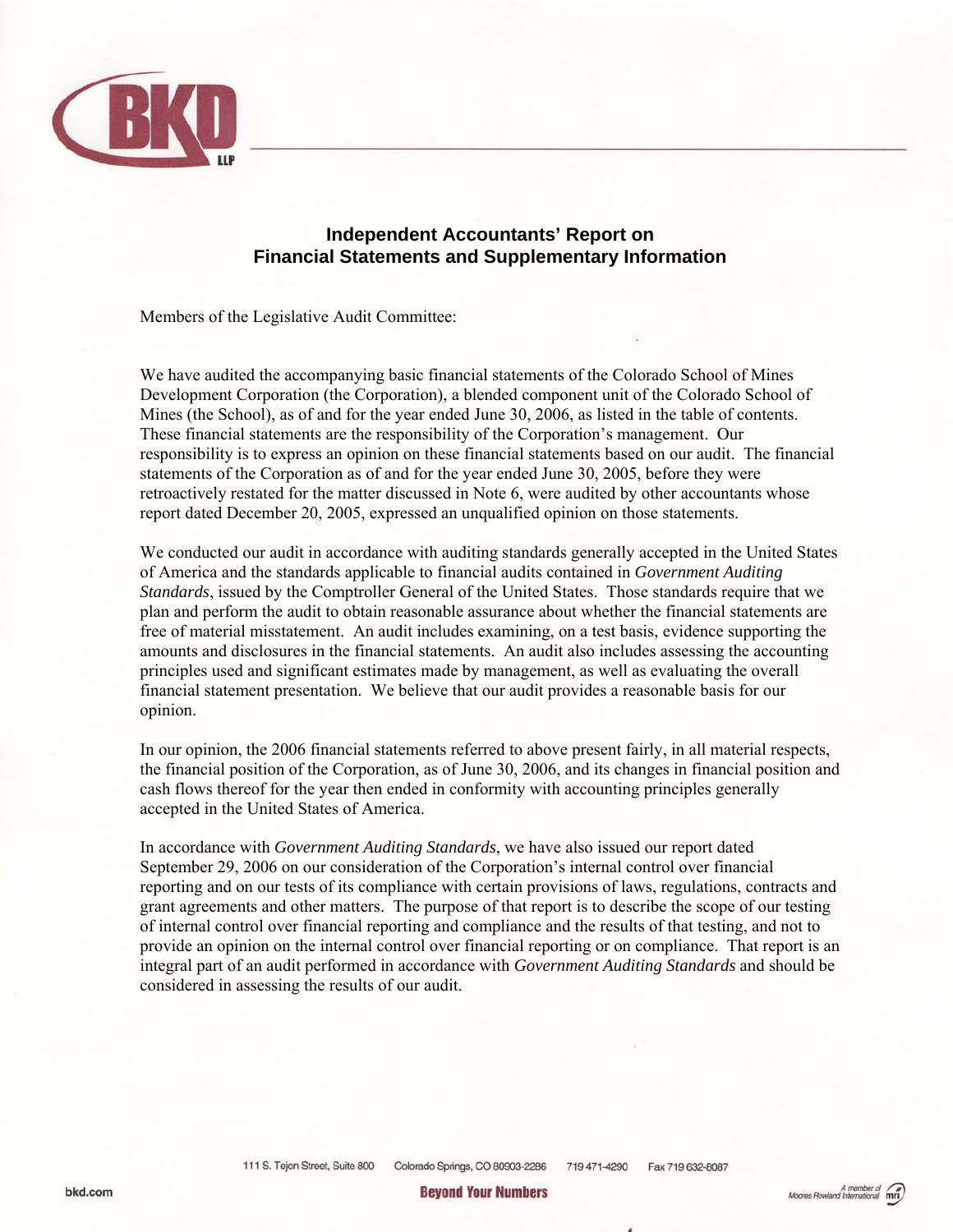## Independent Accountants' Report on Financial Statements and Supplementary Information

Members of the Legislative Audit Committee:

We have audited the accompanying basic financial statements of the Colorado School of Mines Development Corporation (the Corporation), a blended component unit of the Colorado School of Mines (the School), as of and for the year ended June 30, 2006, as listed in the table of contents. These financial statements are the responsibility of the Corporation's management. Our responsibility is to express an opinion on these financial statements based on our audit. The financial statements of the Corporation as of and for the year ended June 30, 2005, before they were retroactively restated for the matter discussed in Note 6, were audited by other accountants whose report dated December 20, 2005, expressed an unqualified opinion on those statements.

We conducted our audit in accordance with auditing standards generally accepted in the United States of America and the standards applicable to financial audits contained in *Government Auditing Standards*, issued by the Comptroller General of the United States. Those standards require that we plan and perform the audit to obtain reasonable assurance about whether the financial statements are free of material misstatement. An audit includes examining, on a test basis, evidence supporting the amounts and disclosures in the financial statements. An audit also includes assessing the accounting principles used and significant estimates made by management, as well as evaluating the overall financial statement presentation. We believe that our audit provides a reasonable basis for our opinion.

In our opinion, the 2006 financial statements referred to above present fairly, in all material respects, the financial position of the Corporation, as of June 30, 2006, and its changes in financial position and cash flows thereof for the year then ended in conformity with accounting principles generally accepted in the United States of America.

In accordance with *Government Auditing Standards*, we have also issued our report dated September 29, 2006 on our consideration of the Corporation's internal control over financial reporting and on our tests of its compliance with certain provisions of laws, regulations, contracts and grant agreements and other matters. The purpose of that report is to describe the scope of our testing of internal control over financial reporting and compliance and the results of that testing, and not to provide an opinion on the internal control over financial reporting or on compliance. That report is an integral part of an audit performed in accordance with *Government Auditing Standards* and should be considered in assessing the results of our audit.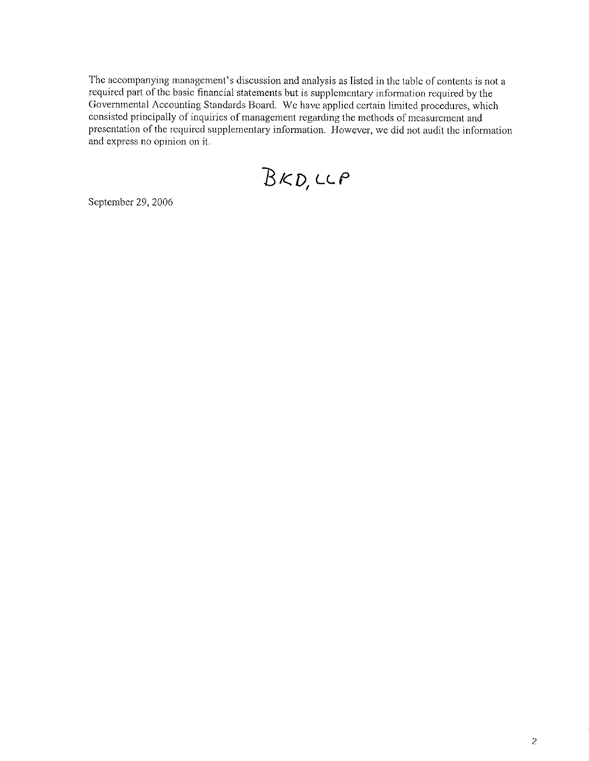The accompanying management's discussion and analysis as listed in the table of contents is not a required part of the basic financial statements but is supplementary information required by the Governmental Accounting Standards Board. We have applied certain limited procedures, which consisted principally of inquiries of management regarding the methods of measurement and presentation of the required supplementary information. However, we did not audit the information and express no opinion on it.

BKD, LLP

September 29, 2006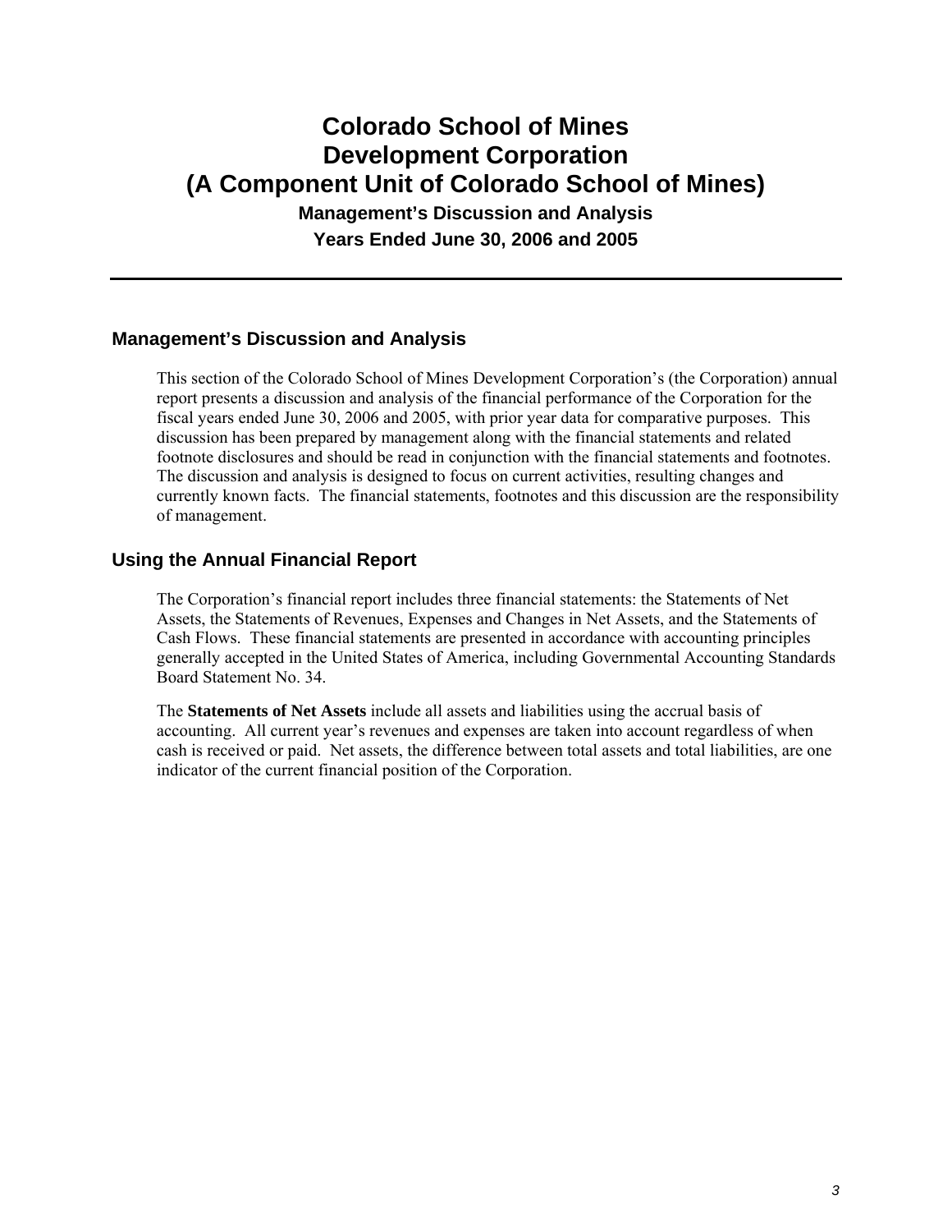# Colorado School of Mines Development Corporation (A Component Unit of Colorado School of Mines)

**Management's Discussion and Analysis**

**Years Ended June 30, 2006 and 2005**

## Management's Discussion and Analysis

This section of the Colorado School of Mines Development Corporation's (the Corporation) annual report presents a discussion and analysis of the financial performance of the Corporation for the fiscal years ended June 30, 2006 and 2005, with prior year data for comparative purposes. This discussion has been prepared by management along with the financial statements and related footnote disclosures and should be read in conjunction with the financial statements and footnotes. The discussion and analysis is designed to focus on current activities, resulting changes and currently known facts. The financial statements, footnotes and this discussion are the responsibility of management.

## Using the Annual Financial Report

The Corporation's financial report includes three financial statements: the Statements of Net Assets, the Statements of Revenues, Expenses and Changes in Net Assets, and the Statements of Cash Flows. These financial statements are presented in accordance with accounting principles generally accepted in the United States of America, including Governmental Accounting Standards Board Statement No. 34.

The **Statements of Net Assets** include all assets and liabilities using the accrual basis of accounting. All current year's revenues and expenses are taken into account regardless of when cash is received or paid. Net assets, the difference between total assets and total liabilities, are one indicator of the current financial position of the Corporation.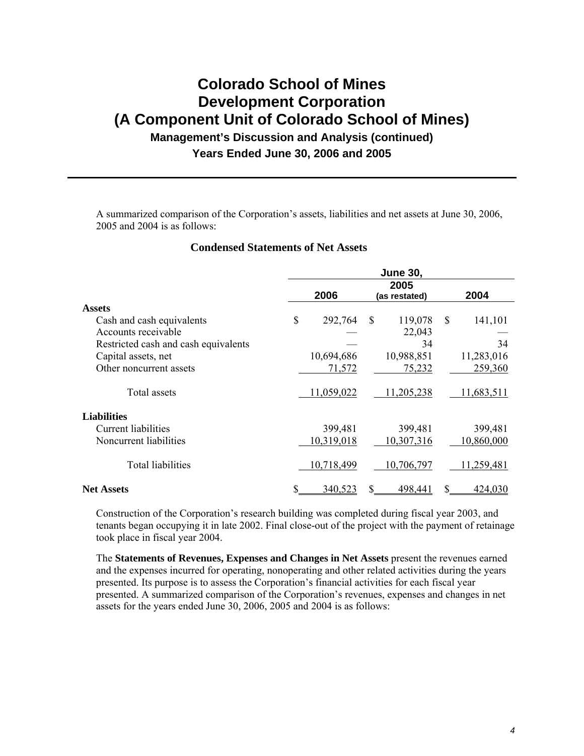# Colorado School of Mines Development Corporation (A Component Unit of Colorado School of Mines)

## Management's Discussion and Analysis (continued)

### Years Ended June 30, 2006 and 2005

A summarized comparison of the Corporation's assets, liabilities and net assets at June 30, 2006, 2005 and 2004 is as follows:

**Condensed Statements of Net Assets**

| | June 30, | | |
|---|---|---|---|
| | 2006 | 2005 (as restated) | 2004 |
| **Assets** | | | |
| Cash and cash equivalents | $ 292,764 | $ 119,078 | $ 141,101 |
| Accounts receivable | — | 22,043 | — |
| Restricted cash and cash equivalents | — | 34 | 34 |
| Capital assets, net | 10,694,686 | 10,988,851 | 11,283,016 |
| Other noncurrent assets | 71,572 | 75,232 | 259,360 |
| Total assets | 11,059,022 | 11,205,238 | 11,683,511 |
| **Liabilities** | | | |
| Current liabilities | 399,481 | 399,481 | 399,481 |
| Noncurrent liabilities | 10,319,018 | 10,307,316 | 10,860,000 |
| Total liabilities | 10,718,499 | 10,706,797 | 11,259,481 |
| **Net Assets** | $ 340,523 | $ 498,441 | $ 424,030 |

Construction of the Corporation's research building was completed during fiscal year 2003, and tenants began occupying it in late 2002. Final close-out of the project with the payment of retainage took place in fiscal year 2004.

The **Statements of Revenues, Expenses and Changes in Net Assets** present the revenues earned and the expenses incurred for operating, nonoperating and other related activities during the years presented. Its purpose is to assess the Corporation's financial activities for each fiscal year presented. A summarized comparison of the Corporation's revenues, expenses and changes in net assets for the years ended June 30, 2006, 2005 and 2004 is as follows: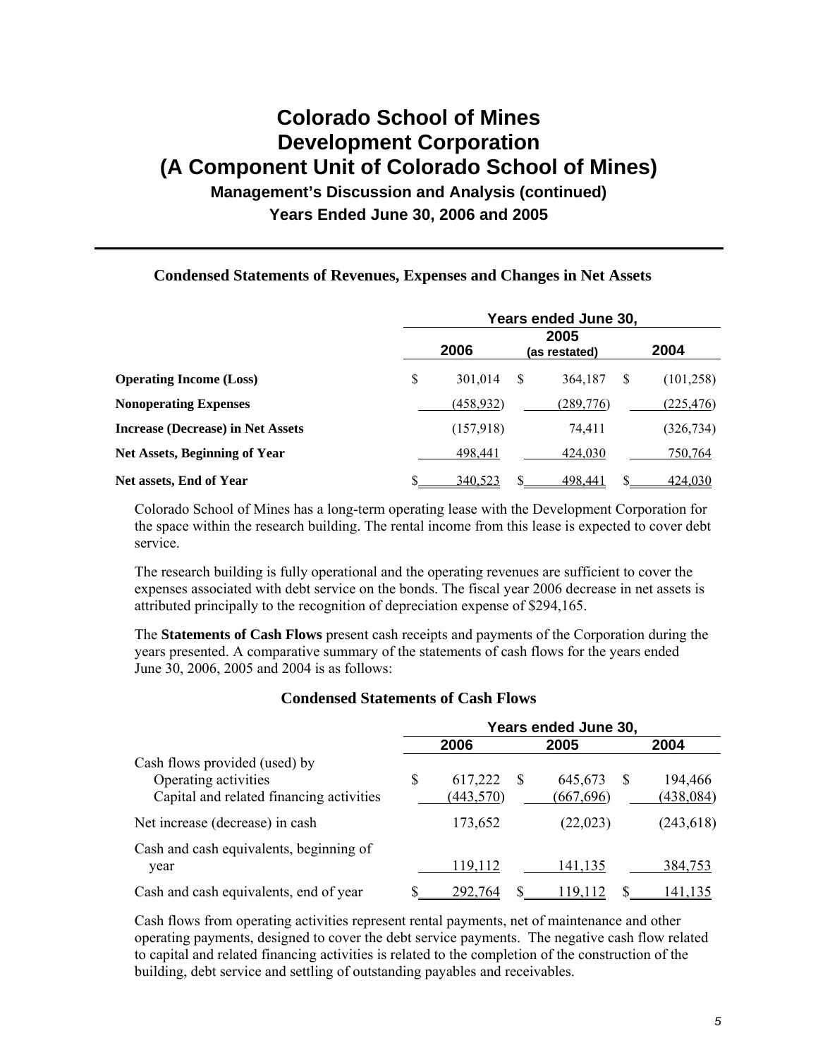# Colorado School of Mines Development Corporation (A Component Unit of Colorado School of Mines)

## Management's Discussion and Analysis (continued)

## Years Ended June 30, 2006 and 2005

### Condensed Statements of Revenues, Expenses and Changes in Net Assets

| | Years ended June 30, | | |
|---|---|---|---|
| | 2006 | 2005 (as restated) | 2004 |
| **Operating Income (Loss)** | $ 301,014 | $ 364,187 | $ (101,258) |
| **Nonoperating Expenses** | (458,932) | (289,776) | (225,476) |
| **Increase (Decrease) in Net Assets** | (157,918) | 74,411 | (326,734) |
| **Net Assets, Beginning of Year** | 498,441 | 424,030 | 750,764 |
| **Net assets, End of Year** | $ 340,523 | $ 498,441 | $ 424,030 |

Colorado School of Mines has a long-term operating lease with the Development Corporation for the space within the research building. The rental income from this lease is expected to cover debt service.

The research building is fully operational and the operating revenues are sufficient to cover the expenses associated with debt service on the bonds. The fiscal year 2006 decrease in net assets is attributed principally to the recognition of depreciation expense of $294,165.

The **Statements of Cash Flows** present cash receipts and payments of the Corporation during the years presented. A comparative summary of the statements of cash flows for the years ended June 30, 2006, 2005 and 2004 is as follows:

### Condensed Statements of Cash Flows

| | Years ended June 30, | | |
|---|---|---|---|
| | 2006 | 2005 | 2004 |
| Cash flows provided (used) by | | | |
| Operating activities | $ 617,222 | $ 645,673 | $ 194,466 |
| Capital and related financing activities | (443,570) | (667,696) | (438,084) |
| Net increase (decrease) in cash | 173,652 | (22,023) | (243,618) |
| Cash and cash equivalents, beginning of year | 119,112 | 141,135 | 384,753 |
| Cash and cash equivalents, end of year | $ 292,764 | $ 119,112 | $ 141,135 |

Cash flows from operating activities represent rental payments, net of maintenance and other operating payments, designed to cover the debt service payments. The negative cash flow related to capital and related financing activities is related to the completion of the construction of the building, debt service and settling of outstanding payables and receivables.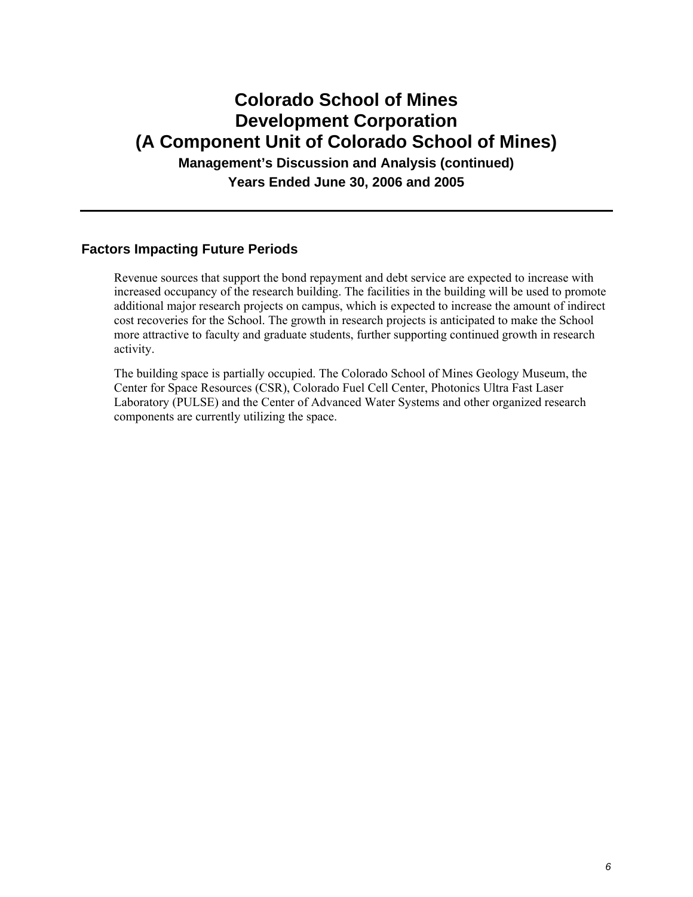# Colorado School of Mines Development Corporation (A Component Unit of Colorado School of Mines)

**Management's Discussion and Analysis (continued)**

**Years Ended June 30, 2006 and 2005**

## Factors Impacting Future Periods

Revenue sources that support the bond repayment and debt service are expected to increase with increased occupancy of the research building. The facilities in the building will be used to promote additional major research projects on campus, which is expected to increase the amount of indirect cost recoveries for the School. The growth in research projects is anticipated to make the School more attractive to faculty and graduate students, further supporting continued growth in research activity.

The building space is partially occupied. The Colorado School of Mines Geology Museum, the Center for Space Resources (CSR), Colorado Fuel Cell Center, Photonics Ultra Fast Laser Laboratory (PULSE) and the Center of Advanced Water Systems and other organized research components are currently utilizing the space.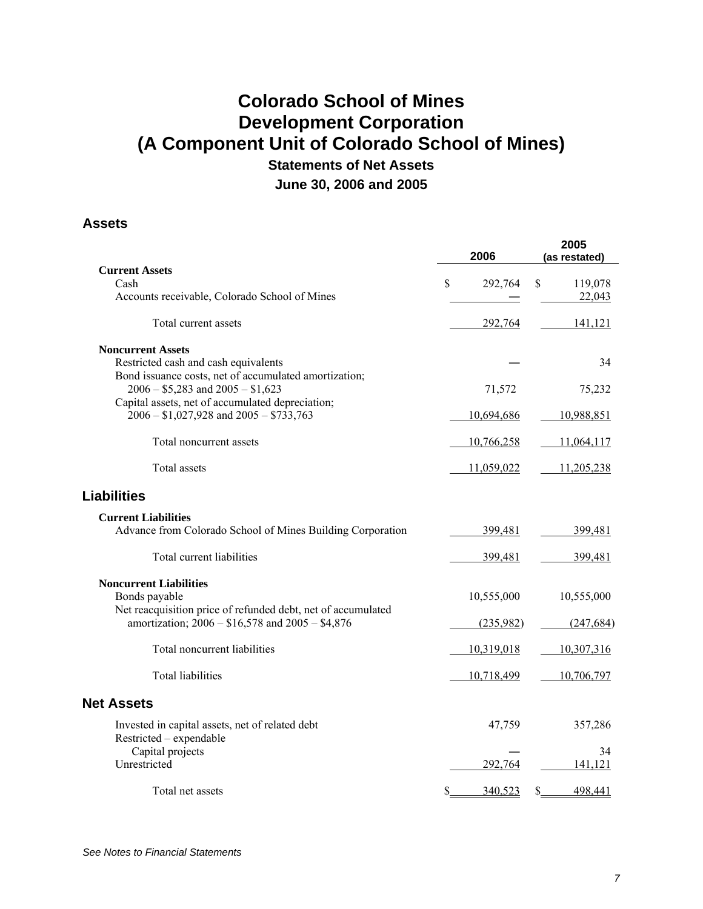# Colorado School of Mines Development Corporation (A Component Unit of Colorado School of Mines)

## Statements of Net Assets

### June 30, 2006 and 2005

## Assets

| | 2006 | 2005 (as restated) |
|---|---|---|
| **Current Assets** | | |
| Cash | $ 292,764 | $ 119,078 |
| Accounts receivable, Colorado School of Mines | — | 22,043 |
| Total current assets | 292,764 | 141,121 |
| **Noncurrent Assets** | | |
| Restricted cash and cash equivalents | — | 34 |
| Bond issuance costs, net of accumulated amortization; 2006 – $5,283 and 2005 – $1,623 | 71,572 | 75,232 |
| Capital assets, net of accumulated depreciation; 2006 – $1,027,928 and 2005 – $733,763 | 10,694,686 | 10,988,851 |
| Total noncurrent assets | 10,766,258 | 11,064,117 |
| Total assets | 11,059,022 | 11,205,238 |

## Liabilities

| | 2006 | 2005 (as restated) |
|---|---|---|
| **Current Liabilities** | | |
| Advance from Colorado School of Mines Building Corporation | 399,481 | 399,481 |
| Total current liabilities | 399,481 | 399,481 |
| **Noncurrent Liabilities** | | |
| Bonds payable | 10,555,000 | 10,555,000 |
| Net reacquisition price of refunded debt, net of accumulated amortization; 2006 – $16,578 and 2005 – $4,876 | (235,982) | (247,684) |
| Total noncurrent liabilities | 10,319,018 | 10,307,316 |
| Total liabilities | 10,718,499 | 10,706,797 |

## Net Assets

| | 2006 | 2005 (as restated) |
|---|---|---|
| Invested in capital assets, net of related debt | 47,759 | 357,286 |
| Restricted – expendable | | |
| Capital projects | — | 34 |
| Unrestricted | 292,764 | 141,121 |
| Total net assets | $ 340,523 | $ 498,441 |

*See Notes to Financial Statements*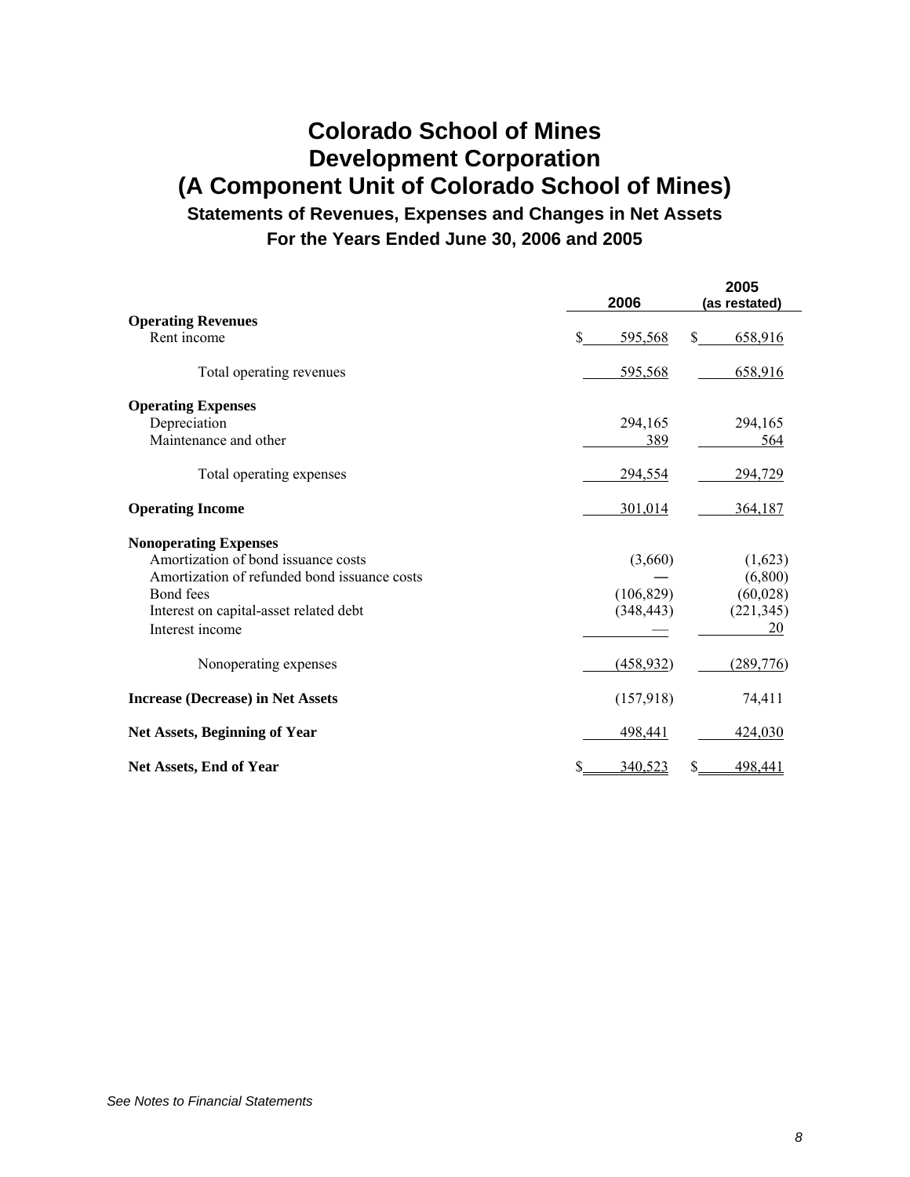# Colorado School of Mines Development Corporation (A Component Unit of Colorado School of Mines)

## Statements of Revenues, Expenses and Changes in Net Assets

### For the Years Ended June 30, 2006 and 2005

| | 2006 | 2005 (as restated) |
|---|---|---|
| **Operating Revenues** | | |
| Rent income | $ 595,568 | $ 658,916 |
| Total operating revenues | 595,568 | 658,916 |
| **Operating Expenses** | | |
| Depreciation | 294,165 | 294,165 |
| Maintenance and other | 389 | 564 |
| Total operating expenses | 294,554 | 294,729 |
| **Operating Income** | 301,014 | 364,187 |
| **Nonoperating Expenses** | | |
| Amortization of bond issuance costs | (3,660) | (1,623) |
| Amortization of refunded bond issuance costs | — | (6,800) |
| Bond fees | (106,829) | (60,028) |
| Interest on capital-asset related debt | (348,443) | (221,345) |
| Interest income | — | 20 |
| Nonoperating expenses | (458,932) | (289,776) |
| **Increase (Decrease) in Net Assets** | (157,918) | 74,411 |
| **Net Assets, Beginning of Year** | 498,441 | 424,030 |
| **Net Assets, End of Year** | $ 340,523 | $ 498,441 |

*See Notes to Financial Statements*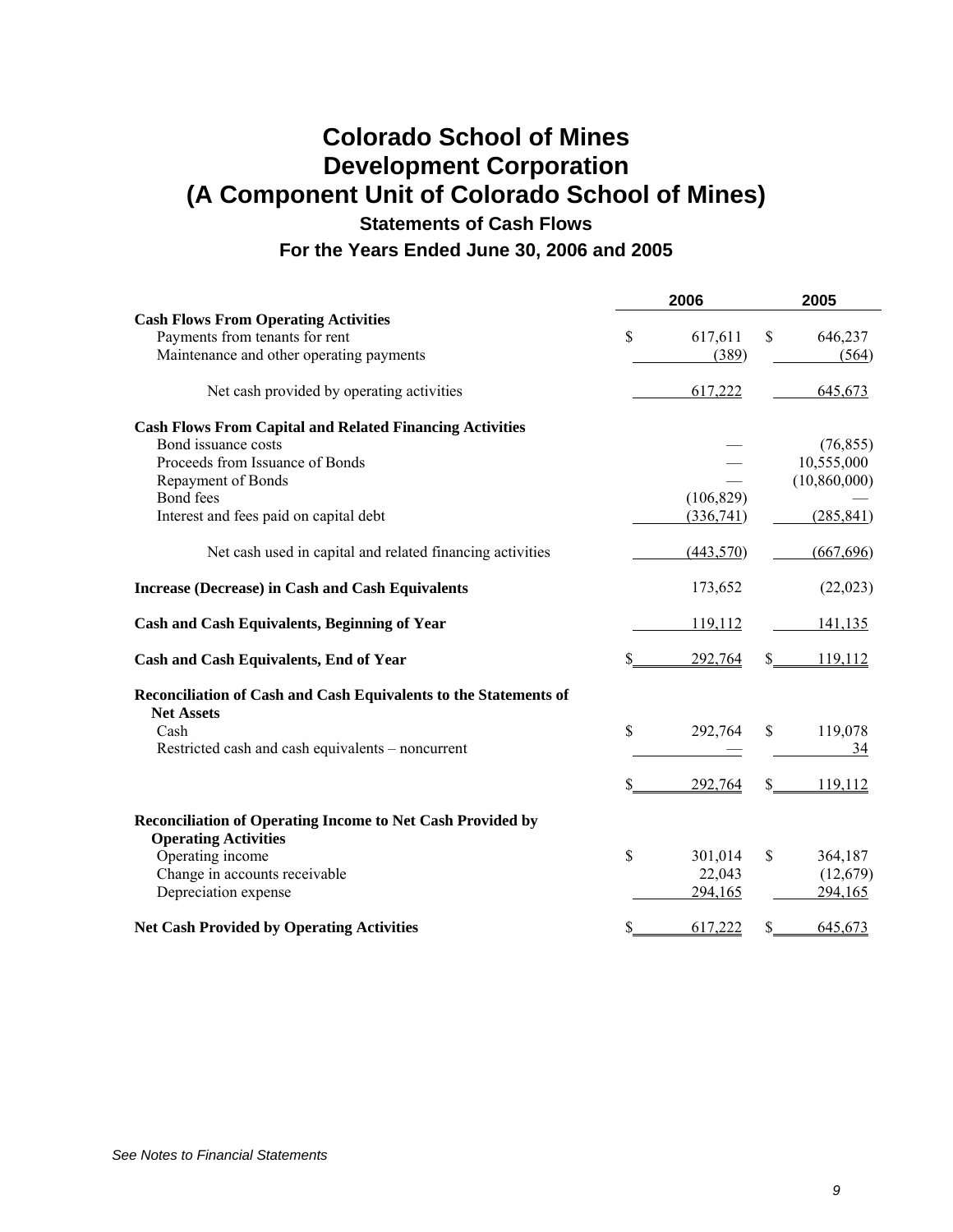# Colorado School of Mines
# Development Corporation
# (A Component Unit of Colorado School of Mines)

## Statements of Cash Flows

### For the Years Ended June 30, 2006 and 2005

| | 2006 | 2005 |
|---|---|---|
| **Cash Flows From Operating Activities** | | |
| Payments from tenants for rent | $ 617,611 | $ 646,237 |
| Maintenance and other operating payments | (389) | (564) |
| Net cash provided by operating activities | 617,222 | 645,673 |
| **Cash Flows From Capital and Related Financing Activities** | | |
| Bond issuance costs | — | (76,855) |
| Proceeds from Issuance of Bonds | — | 10,555,000 |
| Repayment of Bonds | — | (10,860,000) |
| Bond fees | (106,829) | — |
| Interest and fees paid on capital debt | (336,741) | (285,841) |
| Net cash used in capital and related financing activities | (443,570) | (667,696) |
| **Increase (Decrease) in Cash and Cash Equivalents** | 173,652 | (22,023) |
| **Cash and Cash Equivalents, Beginning of Year** | 119,112 | 141,135 |
| **Cash and Cash Equivalents, End of Year** | $ 292,764 | $ 119,112 |
| **Reconciliation of Cash and Cash Equivalents to the Statements of Net Assets** | | |
| Cash | $ 292,764 | $ 119,078 |
| Restricted cash and cash equivalents – noncurrent | — | 34 |
| | $ 292,764 | $ 119,112 |
| **Reconciliation of Operating Income to Net Cash Provided by Operating Activities** | | |
| Operating income | $ 301,014 | $ 364,187 |
| Change in accounts receivable | 22,043 | (12,679) |
| Depreciation expense | 294,165 | 294,165 |
| **Net Cash Provided by Operating Activities** | $ 617,222 | $ 645,673 |

*See Notes to Financial Statements*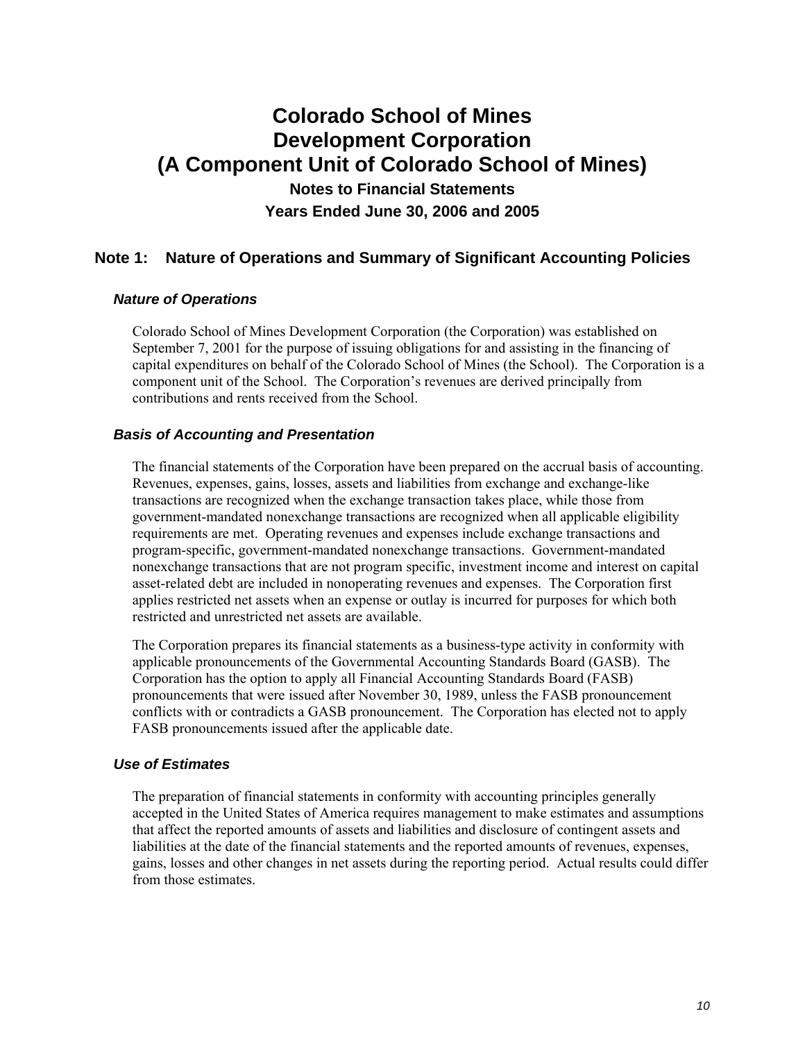# Colorado School of Mines Development Corporation (A Component Unit of Colorado School of Mines)

**Notes to Financial Statements**

**Years Ended June 30, 2006 and 2005**

## Note 1: Nature of Operations and Summary of Significant Accounting Policies

### *Nature of Operations*

Colorado School of Mines Development Corporation (the Corporation) was established on September 7, 2001 for the purpose of issuing obligations for and assisting in the financing of capital expenditures on behalf of the Colorado School of Mines (the School). The Corporation is a component unit of the School. The Corporation's revenues are derived principally from contributions and rents received from the School.

### *Basis of Accounting and Presentation*

The financial statements of the Corporation have been prepared on the accrual basis of accounting. Revenues, expenses, gains, losses, assets and liabilities from exchange and exchange-like transactions are recognized when the exchange transaction takes place, while those from government-mandated nonexchange transactions are recognized when all applicable eligibility requirements are met. Operating revenues and expenses include exchange transactions and program-specific, government-mandated nonexchange transactions. Government-mandated nonexchange transactions that are not program specific, investment income and interest on capital asset-related debt are included in nonoperating revenues and expenses. The Corporation first applies restricted net assets when an expense or outlay is incurred for purposes for which both restricted and unrestricted net assets are available.

The Corporation prepares its financial statements as a business-type activity in conformity with applicable pronouncements of the Governmental Accounting Standards Board (GASB). The Corporation has the option to apply all Financial Accounting Standards Board (FASB) pronouncements that were issued after November 30, 1989, unless the FASB pronouncement conflicts with or contradicts a GASB pronouncement. The Corporation has elected not to apply FASB pronouncements issued after the applicable date.

### *Use of Estimates*

The preparation of financial statements in conformity with accounting principles generally accepted in the United States of America requires management to make estimates and assumptions that affect the reported amounts of assets and liabilities and disclosure of contingent assets and liabilities at the date of the financial statements and the reported amounts of revenues, expenses, gains, losses and other changes in net assets during the reporting period. Actual results could differ from those estimates.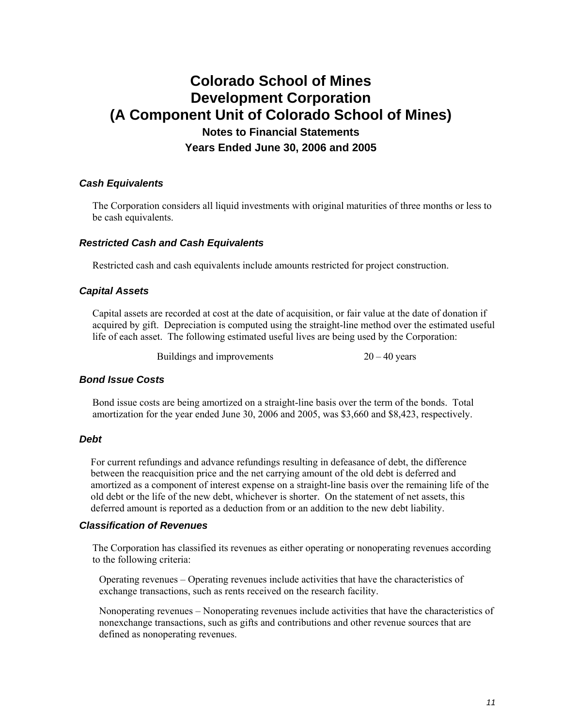# Colorado School of Mines Development Corporation (A Component Unit of Colorado School of Mines)

## Notes to Financial Statements

## Years Ended June 30, 2006 and 2005

### *Cash Equivalents*

The Corporation considers all liquid investments with original maturities of three months or less to be cash equivalents.

### *Restricted Cash and Cash Equivalents*

Restricted cash and cash equivalents include amounts restricted for project construction.

### *Capital Assets*

Capital assets are recorded at cost at the date of acquisition, or fair value at the date of donation if acquired by gift. Depreciation is computed using the straight-line method over the estimated useful life of each asset. The following estimated useful lives are being used by the Corporation:

| | |
|---|---|
| Buildings and improvements | 20 – 40 years |

### *Bond Issue Costs*

Bond issue costs are being amortized on a straight-line basis over the term of the bonds. Total amortization for the year ended June 30, 2006 and 2005, was $3,660 and $8,423, respectively.

### *Debt*

For current refundings and advance refundings resulting in defeasance of debt, the difference between the reacquisition price and the net carrying amount of the old debt is deferred and amortized as a component of interest expense on a straight-line basis over the remaining life of the old debt or the life of the new debt, whichever is shorter. On the statement of net assets, this deferred amount is reported as a deduction from or an addition to the new debt liability.

### *Classification of Revenues*

The Corporation has classified its revenues as either operating or nonoperating revenues according to the following criteria:

Operating revenues – Operating revenues include activities that have the characteristics of exchange transactions, such as rents received on the research facility.

Nonoperating revenues – Nonoperating revenues include activities that have the characteristics of nonexchange transactions, such as gifts and contributions and other revenue sources that are defined as nonoperating revenues.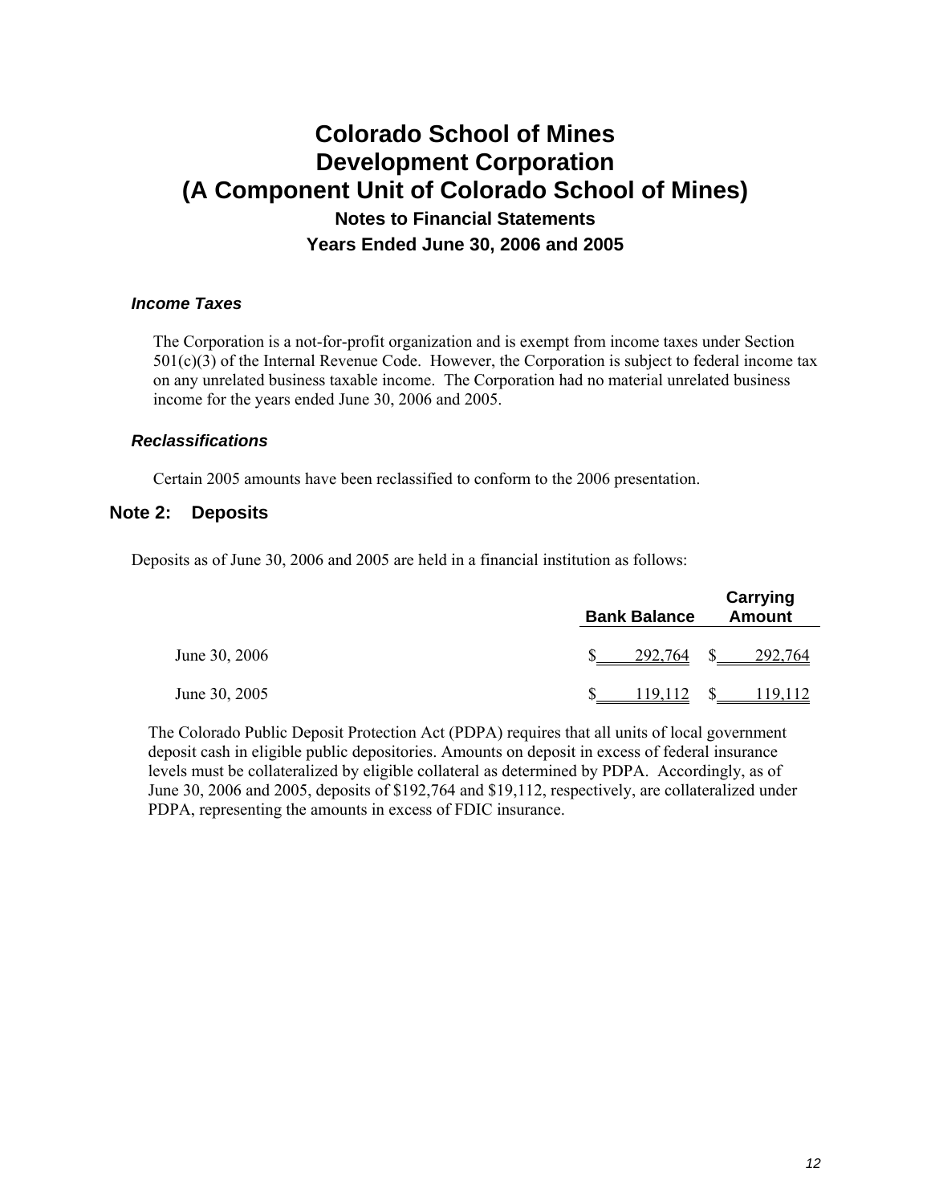### *Income Taxes*

The Corporation is a not-for-profit organization and is exempt from income taxes under Section 501(c)(3) of the Internal Revenue Code. However, the Corporation is subject to federal income tax on any unrelated business taxable income. The Corporation had no material unrelated business income for the years ended June 30, 2006 and 2005.

### *Reclassifications*

Certain 2005 amounts have been reclassified to conform to the 2006 presentation.

## Note 2: Deposits

Deposits as of June 30, 2006 and 2005 are held in a financial institution as follows:

| | Bank Balance | Carrying Amount |
|---|---|---|
| June 30, 2006 | $ 292,764 | $ 292,764 |
| June 30, 2005 | $ 119,112 | $ 119,112 |

The Colorado Public Deposit Protection Act (PDPA) requires that all units of local government deposit cash in eligible public depositories. Amounts on deposit in excess of federal insurance levels must be collateralized by eligible collateral as determined by PDPA. Accordingly, as of June 30, 2006 and 2005, deposits of $192,764 and $19,112, respectively, are collateralized under PDPA, representing the amounts in excess of FDIC insurance.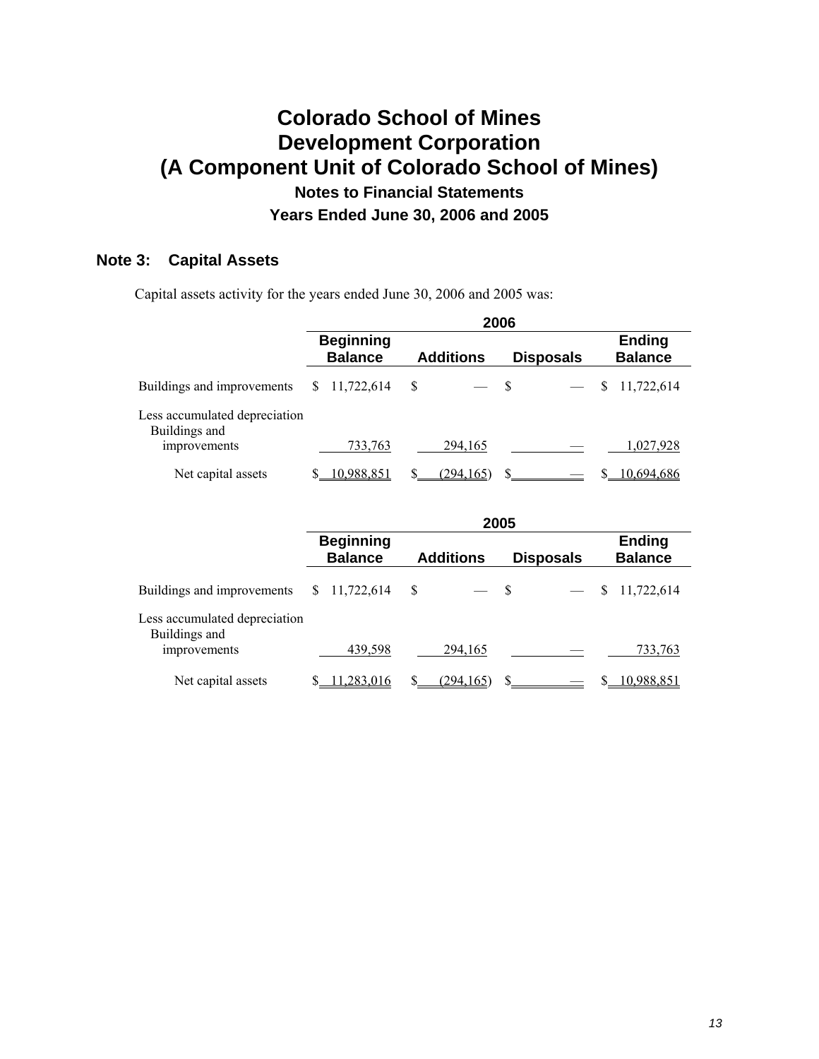# Colorado School of Mines Development Corporation (A Component Unit of Colorado School of Mines)

## Notes to Financial Statements

## Years Ended June 30, 2006 and 2005

### Note 3: Capital Assets

Capital assets activity for the years ended June 30, 2006 and 2005 was:

| | 2006 | | | |
|---|---|---|---|---|
| | Beginning Balance | Additions | Disposals | Ending Balance |
| Buildings and improvements | $ 11,722,614 | $ — | $ — | $ 11,722,614 |
| Less accumulated depreciation | | | | |
| Buildings and improvements | 733,763 | 294,165 | — | 1,027,928 |
| Net capital assets | $ 10,988,851 | $ (294,165) | $ — | $ 10,694,686 |

| | 2005 | | | |
|---|---|---|---|---|
| | Beginning Balance | Additions | Disposals | Ending Balance |
| Buildings and improvements | $ 11,722,614 | $ — | $ — | $ 11,722,614 |
| Less accumulated depreciation | | | | |
| Buildings and improvements | 439,598 | 294,165 | — | 733,763 |
| Net capital assets | $ 11,283,016 | $ (294,165) | $ — | $ 10,988,851 |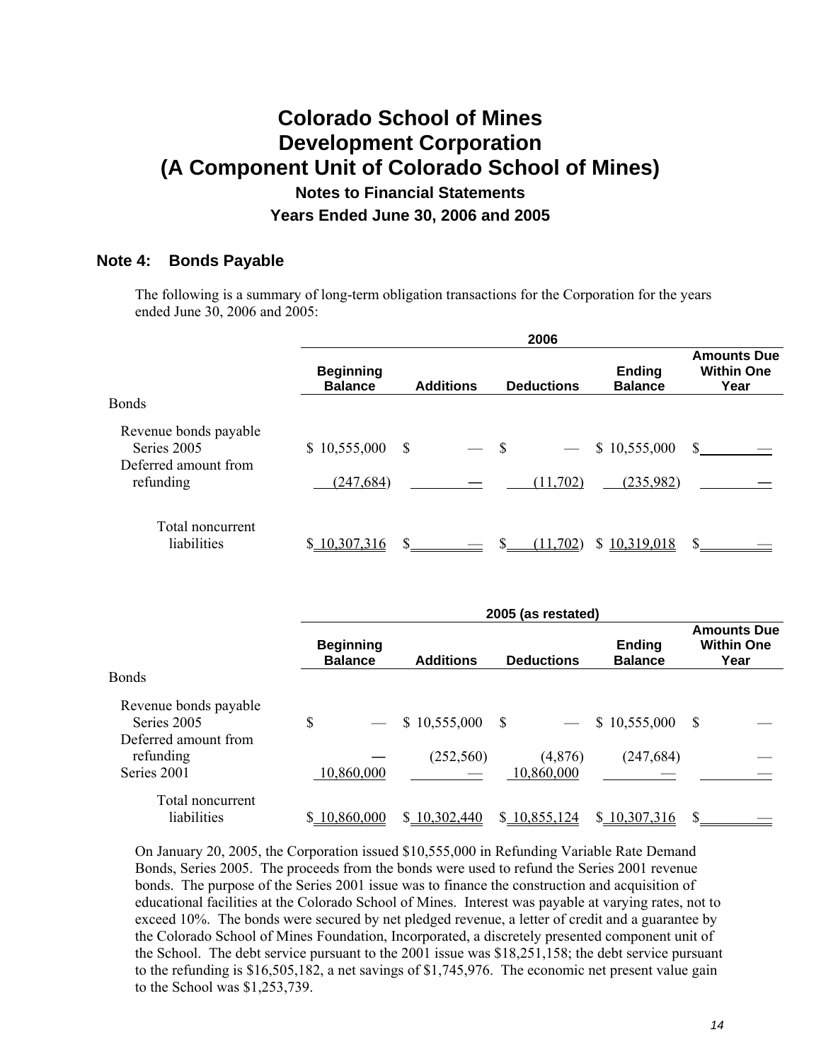# Colorado School of Mines Development Corporation (A Component Unit of Colorado School of Mines)

## Notes to Financial Statements

## Years Ended June 30, 2006 and 2005

### Note 4: Bonds Payable

The following is a summary of long-term obligation transactions for the Corporation for the years ended June 30, 2006 and 2005:

| | 2006 | | | | |
|---|---|---|---|---|---|
| | Beginning Balance | Additions | Deductions | Ending Balance | Amounts Due Within One Year |
| Bonds | | | | | |
| Revenue bonds payable Series 2005 | $ 10,555,000 | $ — | $ — | $ 10,555,000 | $ — |
| Deferred amount from refunding | (247,684) | — | (11,702) | (235,982) | — |
| Total noncurrent liabilities | $ 10,307,316 | $ — | $ (11,702) | $ 10,319,018 | $ — |

| | 2005 (as restated) | | | | |
|---|---|---|---|---|---|
| | Beginning Balance | Additions | Deductions | Ending Balance | Amounts Due Within One Year |
| Bonds | | | | | |
| Revenue bonds payable Series 2005 | $ — | $ 10,555,000 | $ — | $ 10,555,000 | $ — |
| Deferred amount from refunding | — | (252,560) | (4,876) | (247,684) | — |
| Series 2001 | 10,860,000 | — | 10,860,000 | — | — |
| Total noncurrent liabilities | $ 10,860,000 | $ 10,302,440 | $ 10,855,124 | $ 10,307,316 | $ — |

On January 20, 2005, the Corporation issued $10,555,000 in Refunding Variable Rate Demand Bonds, Series 2005. The proceeds from the bonds were used to refund the Series 2001 revenue bonds. The purpose of the Series 2001 issue was to finance the construction and acquisition of educational facilities at the Colorado School of Mines. Interest was payable at varying rates, not to exceed 10%. The bonds were secured by net pledged revenue, a letter of credit and a guarantee by the Colorado School of Mines Foundation, Incorporated, a discretely presented component unit of the School. The debt service pursuant to the 2001 issue was $18,251,158; the debt service pursuant to the refunding is $16,505,182, a net savings of $1,745,976. The economic net present value gain to the School was $1,253,739.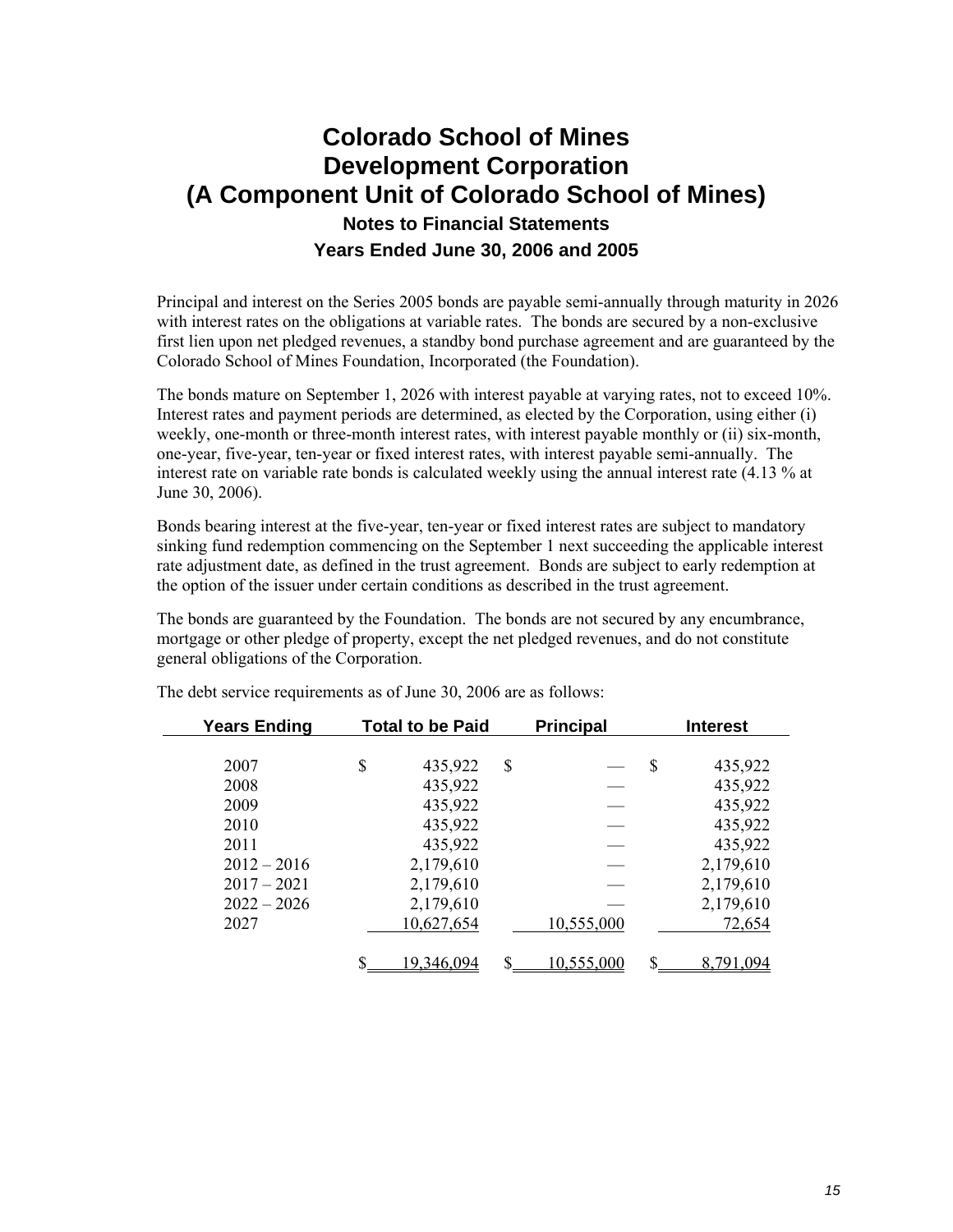# Colorado School of Mines Development Corporation
# (A Component Unit of Colorado School of Mines)
## Notes to Financial Statements
## Years Ended June 30, 2006 and 2005

Principal and interest on the Series 2005 bonds are payable semi-annually through maturity in 2026 with interest rates on the obligations at variable rates. The bonds are secured by a non-exclusive first lien upon net pledged revenues, a standby bond purchase agreement and are guaranteed by the Colorado School of Mines Foundation, Incorporated (the Foundation).

The bonds mature on September 1, 2026 with interest payable at varying rates, not to exceed 10%. Interest rates and payment periods are determined, as elected by the Corporation, using either (i) weekly, one-month or three-month interest rates, with interest payable monthly or (ii) six-month, one-year, five-year, ten-year or fixed interest rates, with interest payable semi-annually. The interest rate on variable rate bonds is calculated weekly using the annual interest rate (4.13 % at June 30, 2006).

Bonds bearing interest at the five-year, ten-year or fixed interest rates are subject to mandatory sinking fund redemption commencing on the September 1 next succeeding the applicable interest rate adjustment date, as defined in the trust agreement. Bonds are subject to early redemption at the option of the issuer under certain conditions as described in the trust agreement.

The bonds are guaranteed by the Foundation. The bonds are not secured by any encumbrance, mortgage or other pledge of property, except the net pledged revenues, and do not constitute general obligations of the Corporation.

The debt service requirements as of June 30, 2006 are as follows:

| Years Ending | Total to be Paid | Principal | Interest |
|---|---|---|---|
| 2007 | $ 435,922 | $ — | $ 435,922 |
| 2008 | 435,922 | — | 435,922 |
| 2009 | 435,922 | — | 435,922 |
| 2010 | 435,922 | — | 435,922 |
| 2011 | 435,922 | — | 435,922 |
| 2012 – 2016 | 2,179,610 | — | 2,179,610 |
| 2017 – 2021 | 2,179,610 | — | 2,179,610 |
| 2022 – 2026 | 2,179,610 | — | 2,179,610 |
| 2027 | 10,627,654 | 10,555,000 | 72,654 |
| | $ 19,346,094 | $ 10,555,000 | $ 8,791,094 |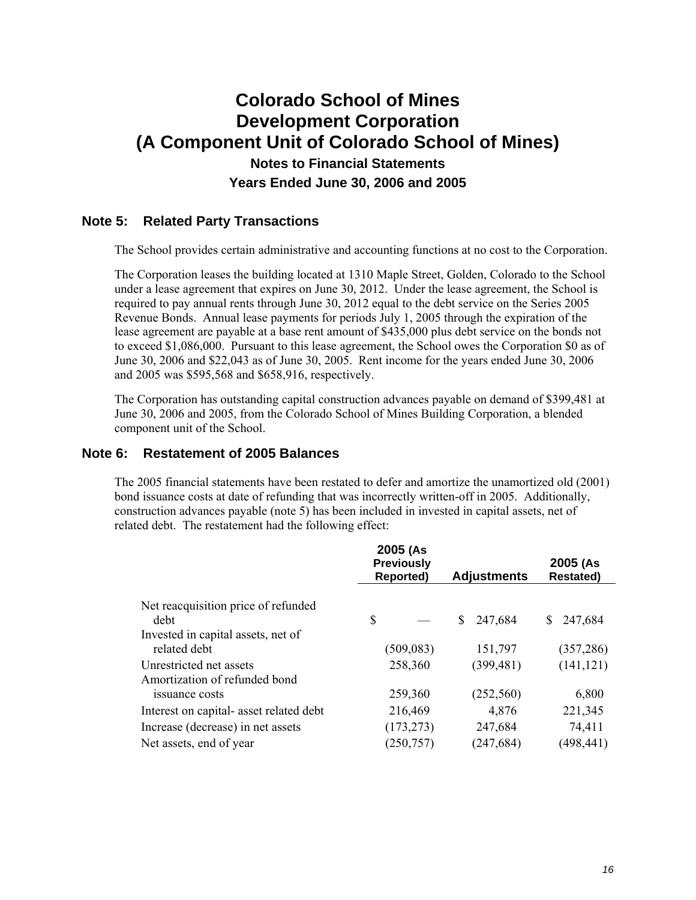# Colorado School of Mines Development Corporation (A Component Unit of Colorado School of Mines)

## Notes to Financial Statements

### Years Ended June 30, 2006 and 2005

## Note 5: Related Party Transactions

The School provides certain administrative and accounting functions at no cost to the Corporation.

The Corporation leases the building located at 1310 Maple Street, Golden, Colorado to the School under a lease agreement that expires on June 30, 2012. Under the lease agreement, the School is required to pay annual rents through June 30, 2012 equal to the debt service on the Series 2005 Revenue Bonds. Annual lease payments for periods July 1, 2005 through the expiration of the lease agreement are payable at a base rent amount of $435,000 plus debt service on the bonds not to exceed $1,086,000. Pursuant to this lease agreement, the School owes the Corporation $0 as of June 30, 2006 and $22,043 as of June 30, 2005. Rent income for the years ended June 30, 2006 and 2005 was $595,568 and $658,916, respectively.

The Corporation has outstanding capital construction advances payable on demand of $399,481 at June 30, 2006 and 2005, from the Colorado School of Mines Building Corporation, a blended component unit of the School.

## Note 6: Restatement of 2005 Balances

The 2005 financial statements have been restated to defer and amortize the unamortized old (2001) bond issuance costs at date of refunding that was incorrectly written-off in 2005. Additionally, construction advances payable (note 5) has been included in invested in capital assets, net of related debt. The restatement had the following effect:

| | 2005 (As Previously Reported) | Adjustments | 2005 (As Restated) |
|---|---|---|---|
| Net reacquisition price of refunded debt | $ — | $ 247,684 | $ 247,684 |
| Invested in capital assets, net of related debt | (509,083) | 151,797 | (357,286) |
| Unrestricted net assets | 258,360 | (399,481) | (141,121) |
| Amortization of refunded bond issuance costs | 259,360 | (252,560) | 6,800 |
| Interest on capital- asset related debt | 216,469 | 4,876 | 221,345 |
| Increase (decrease) in net assets | (173,273) | 247,684 | 74,411 |
| Net assets, end of year | (250,757) | (247,684) | (498,441) |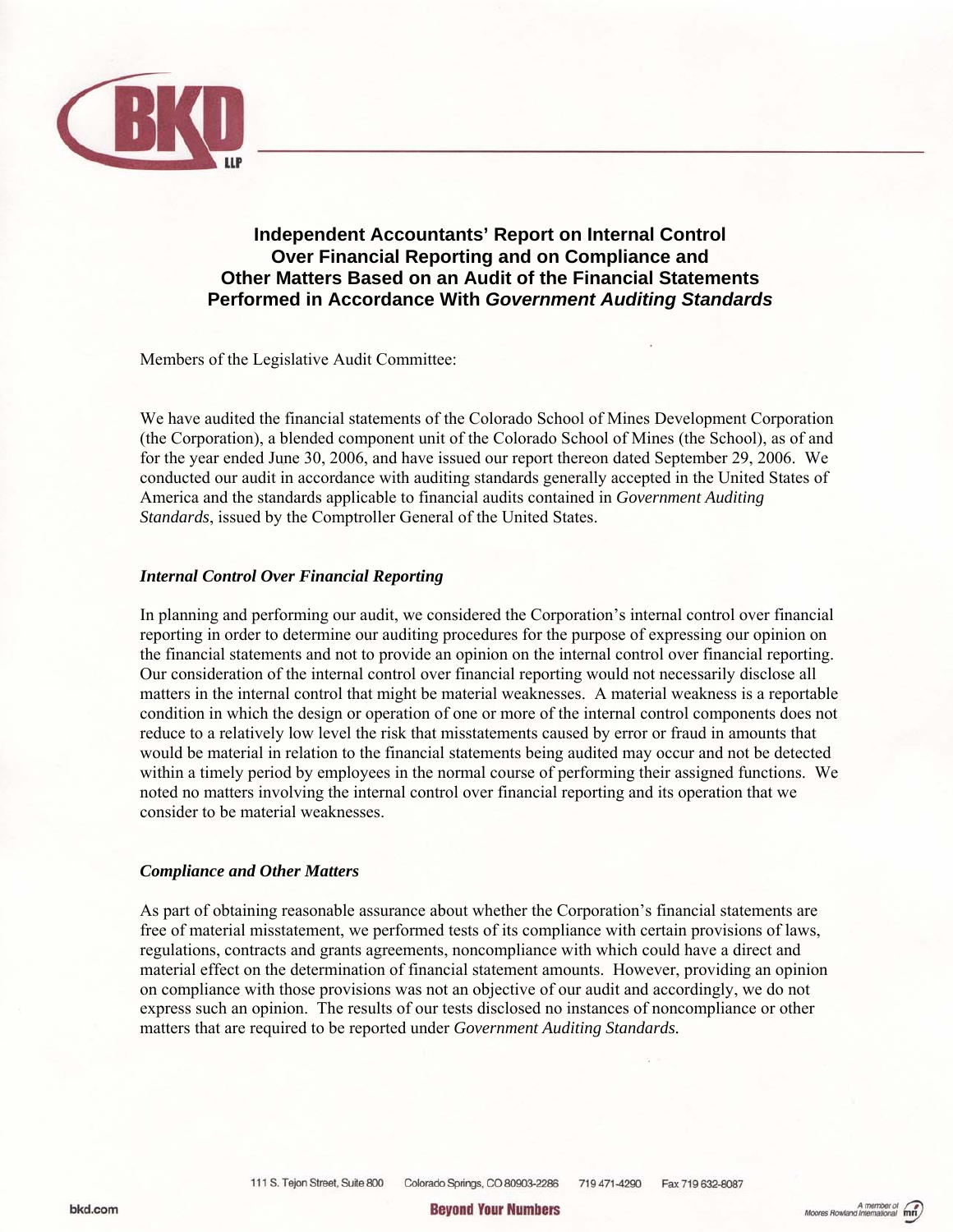# Independent Accountants' Report on Internal Control Over Financial Reporting and on Compliance and Other Matters Based on an Audit of the Financial Statements Performed in Accordance With *Government Auditing Standards*

Members of the Legislative Audit Committee:

We have audited the financial statements of the Colorado School of Mines Development Corporation (the Corporation), a blended component unit of the Colorado School of Mines (the School), as of and for the year ended June 30, 2006, and have issued our report thereon dated September 29, 2006. We conducted our audit in accordance with auditing standards generally accepted in the United States of America and the standards applicable to financial audits contained in *Government Auditing Standards*, issued by the Comptroller General of the United States.

### *Internal Control Over Financial Reporting*

In planning and performing our audit, we considered the Corporation's internal control over financial reporting in order to determine our auditing procedures for the purpose of expressing our opinion on the financial statements and not to provide an opinion on the internal control over financial reporting. Our consideration of the internal control over financial reporting would not necessarily disclose all matters in the internal control that might be material weaknesses. A material weakness is a reportable condition in which the design or operation of one or more of the internal control components does not reduce to a relatively low level the risk that misstatements caused by error or fraud in amounts that would be material in relation to the financial statements being audited may occur and not be detected within a timely period by employees in the normal course of performing their assigned functions. We noted no matters involving the internal control over financial reporting and its operation that we consider to be material weaknesses.

### *Compliance and Other Matters*

As part of obtaining reasonable assurance about whether the Corporation's financial statements are free of material misstatement, we performed tests of its compliance with certain provisions of laws, regulations, contracts and grants agreements, noncompliance with which could have a direct and material effect on the determination of financial statement amounts. However, providing an opinion on compliance with those provisions was not an objective of our audit and accordingly, we do not express such an opinion. The results of our tests disclosed no instances of noncompliance or other matters that are required to be reported under *Government Auditing Standards.*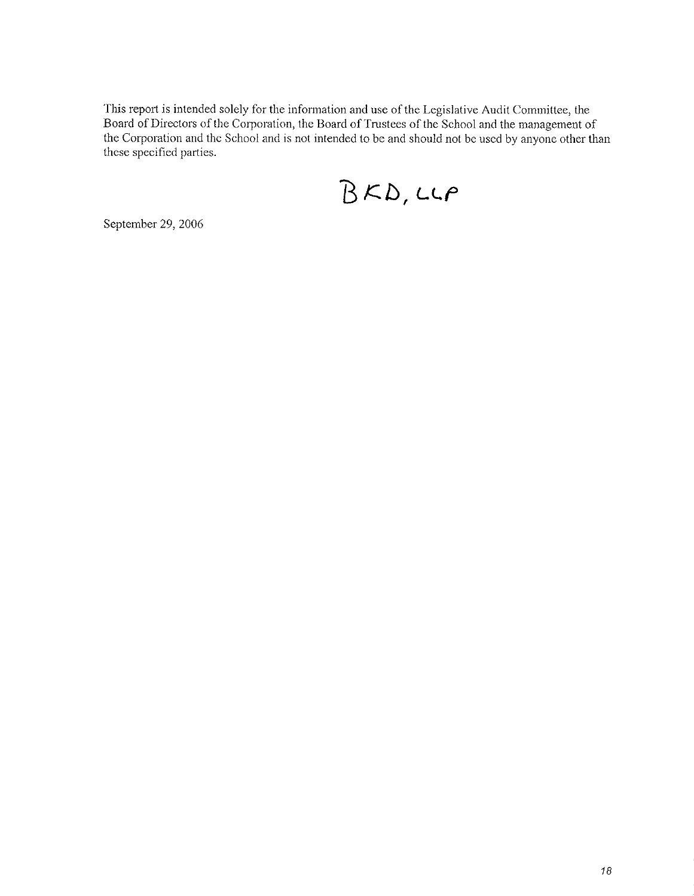This report is intended solely for the information and use of the Legislative Audit Committee, the Board of Directors of the Corporation, the Board of Trustees of the School and the management of the Corporation and the School and is not intended to be and should not be used by anyone other than these specified parties.

BKD, LLP

September 29, 2006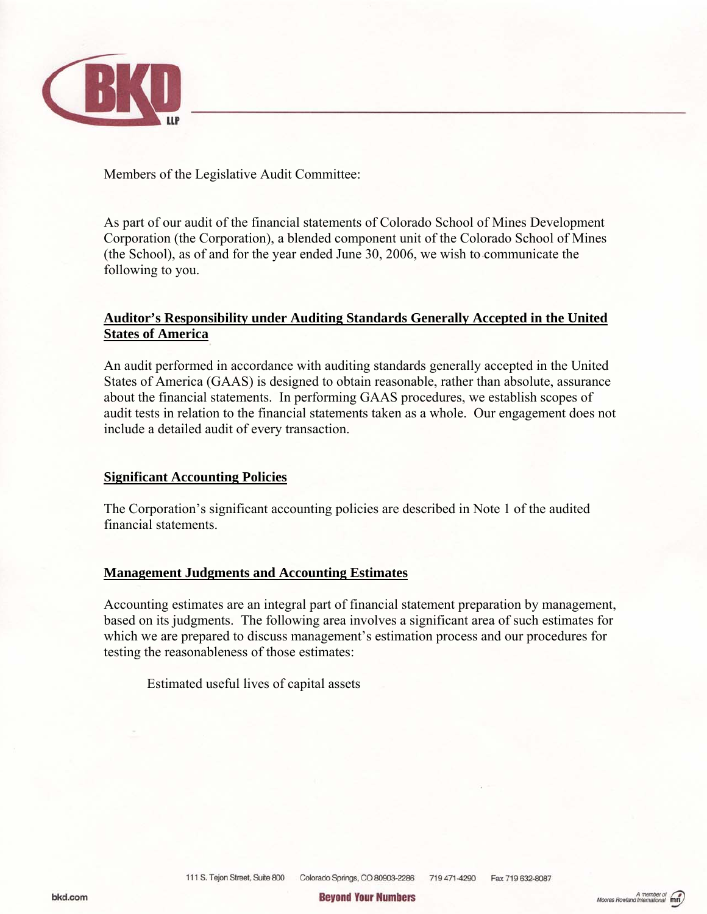Members of the Legislative Audit Committee:

As part of our audit of the financial statements of Colorado School of Mines Development Corporation (the Corporation), a blended component unit of the Colorado School of Mines (the School), as of and for the year ended June 30, 2006, we wish to communicate the following to you.

**Auditor's Responsibility under Auditing Standards Generally Accepted in the United States of America**

An audit performed in accordance with auditing standards generally accepted in the United States of America (GAAS) is designed to obtain reasonable, rather than absolute, assurance about the financial statements. In performing GAAS procedures, we establish scopes of audit tests in relation to the financial statements taken as a whole. Our engagement does not include a detailed audit of every transaction.

**Significant Accounting Policies**

The Corporation's significant accounting policies are described in Note 1 of the audited financial statements.

**Management Judgments and Accounting Estimates**

Accounting estimates are an integral part of financial statement preparation by management, based on its judgments. The following area involves a significant area of such estimates for which we are prepared to discuss management's estimation process and our procedures for testing the reasonableness of those estimates:

Estimated useful lives of capital assets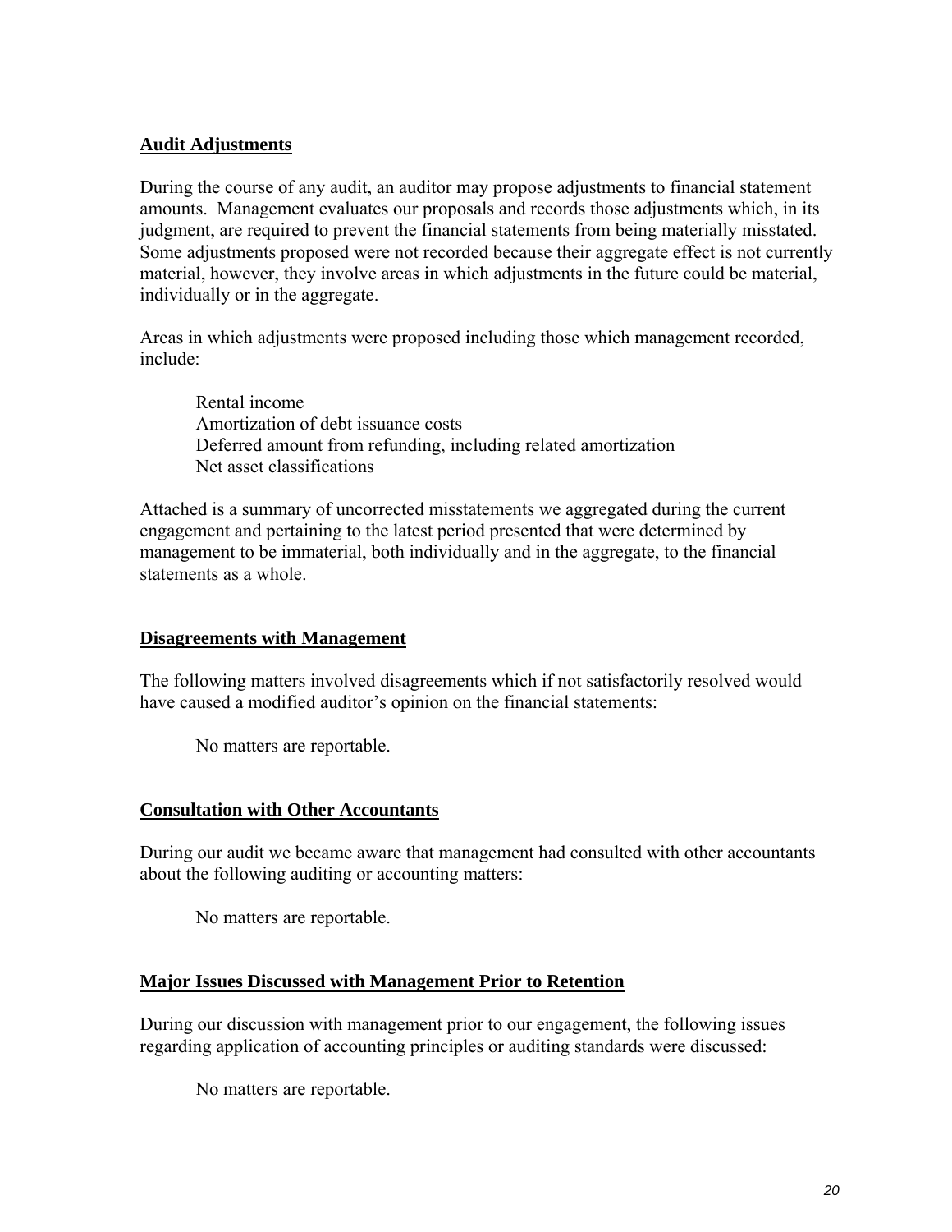## Audit Adjustments

During the course of any audit, an auditor may propose adjustments to financial statement amounts. Management evaluates our proposals and records those adjustments which, in its judgment, are required to prevent the financial statements from being materially misstated. Some adjustments proposed were not recorded because their aggregate effect is not currently material, however, they involve areas in which adjustments in the future could be material, individually or in the aggregate.

Areas in which adjustments were proposed including those which management recorded, include:

> Rental income
> Amortization of debt issuance costs
> Deferred amount from refunding, including related amortization
> Net asset classifications

Attached is a summary of uncorrected misstatements we aggregated during the current engagement and pertaining to the latest period presented that were determined by management to be immaterial, both individually and in the aggregate, to the financial statements as a whole.

## Disagreements with Management

The following matters involved disagreements which if not satisfactorily resolved would have caused a modified auditor's opinion on the financial statements:

> No matters are reportable.

## Consultation with Other Accountants

During our audit we became aware that management had consulted with other accountants about the following auditing or accounting matters:

> No matters are reportable.

## Major Issues Discussed with Management Prior to Retention

During our discussion with management prior to our engagement, the following issues regarding application of accounting principles or auditing standards were discussed:

> No matters are reportable.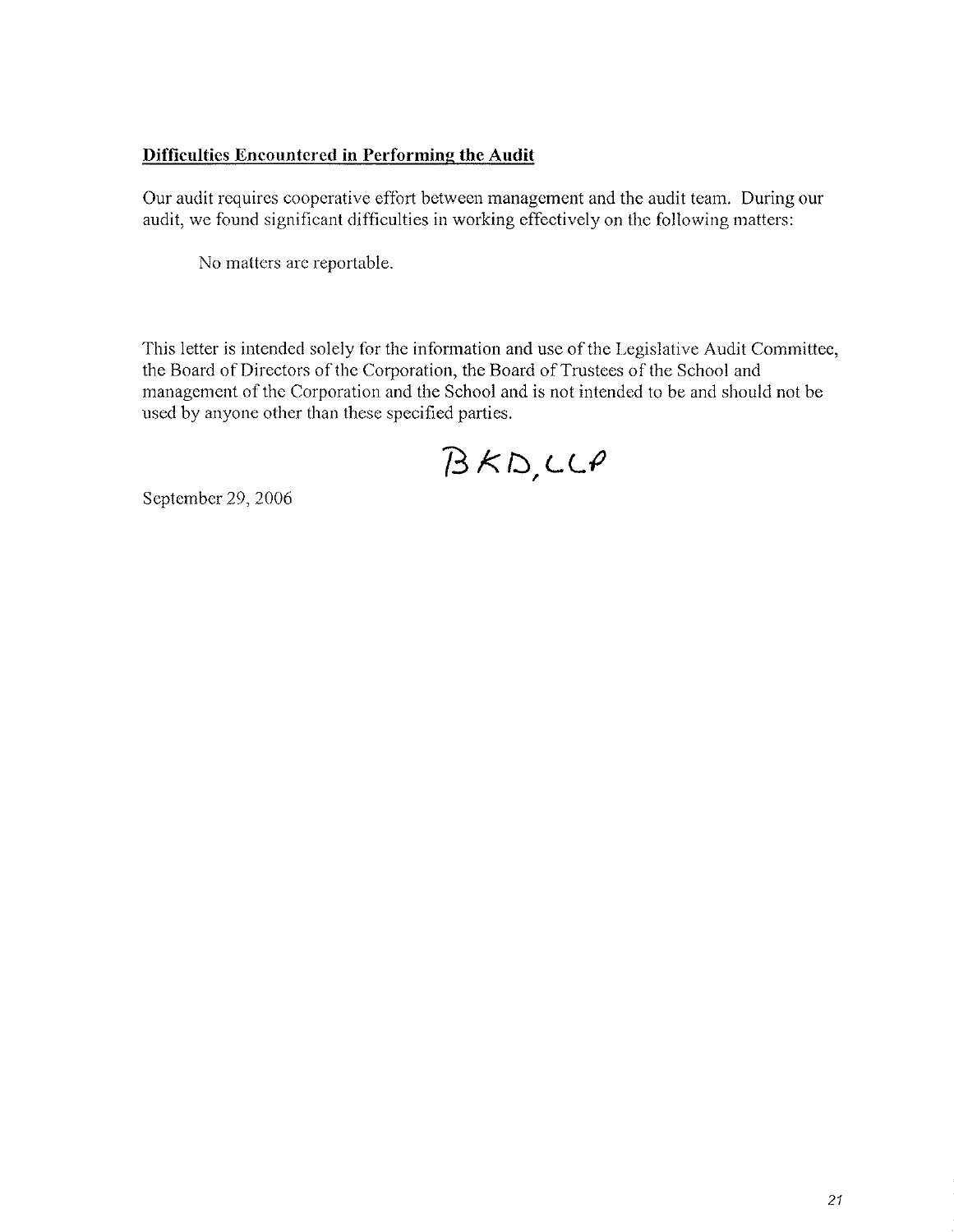**Difficulties Encountered in Performing the Audit**

Our audit requires cooperative effort between management and the audit team. During our audit, we found significant difficulties in working effectively on the following matters:

No matters are reportable.

This letter is intended solely for the information and use of the Legislative Audit Committee, the Board of Directors of the Corporation, the Board of Trustees of the School and management of the Corporation and the School and is not intended to be and should not be used by anyone other than these specified parties.

BKD, LLP

September 29, 2006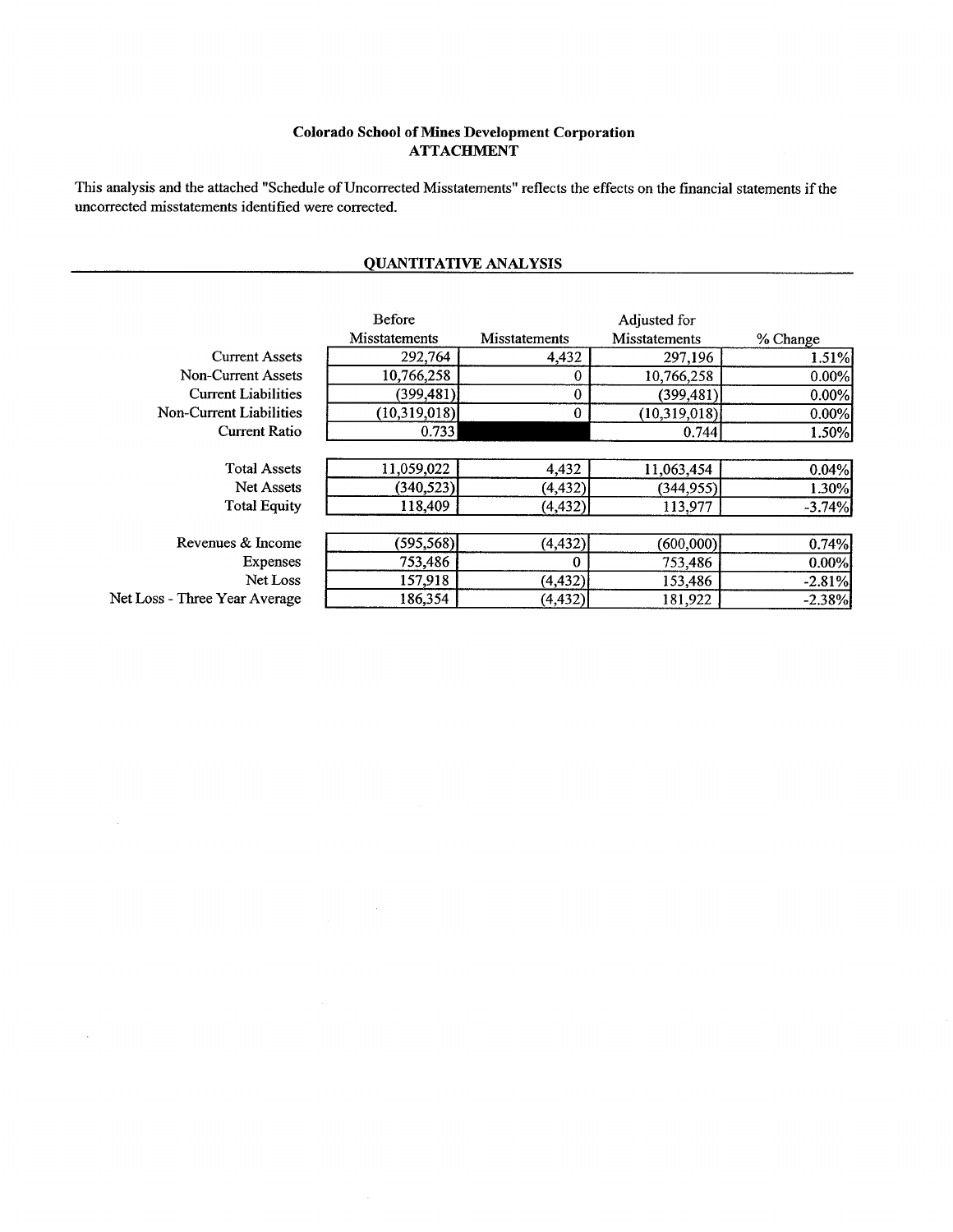**Colorado School of Mines Development Corporation**
**ATTACHMENT**

This analysis and the attached "Schedule of Uncorrected Misstatements" reflects the effects on the financial statements if the uncorrected misstatements identified were corrected.

## QUANTITATIVE ANALYSIS

| | Before Misstatements | Misstatements | Adjusted for Misstatements | % Change |
|---|---|---|---|---|
| Current Assets | 292,764 | 4,432 | 297,196 | 1.51% |
| Non-Current Assets | 10,766,258 | 0 | 10,766,258 | 0.00% |
| Current Liabilities | (399,481) | 0 | (399,481) | 0.00% |
| Non-Current Liabilities | (10,319,018) | 0 | (10,319,018) | 0.00% |
| Current Ratio | 0.733 | | 0.744 | 1.50% |
| | | | | |
| Total Assets | 11,059,022 | 4,432 | 11,063,454 | 0.04% |
| Net Assets | (340,523) | (4,432) | (344,955) | 1.30% |
| Total Equity | 118,409 | (4,432) | 113,977 | -3.74% |
| | | | | |
| Revenues & Income | (595,568) | (4,432) | (600,000) | 0.74% |
| Expenses | 753,486 | 0 | 753,486 | 0.00% |
| Net Loss | 157,918 | (4,432) | 153,486 | -2.81% |
| Net Loss - Three Year Average | 186,354 | (4,432) | 181,922 | -2.38% |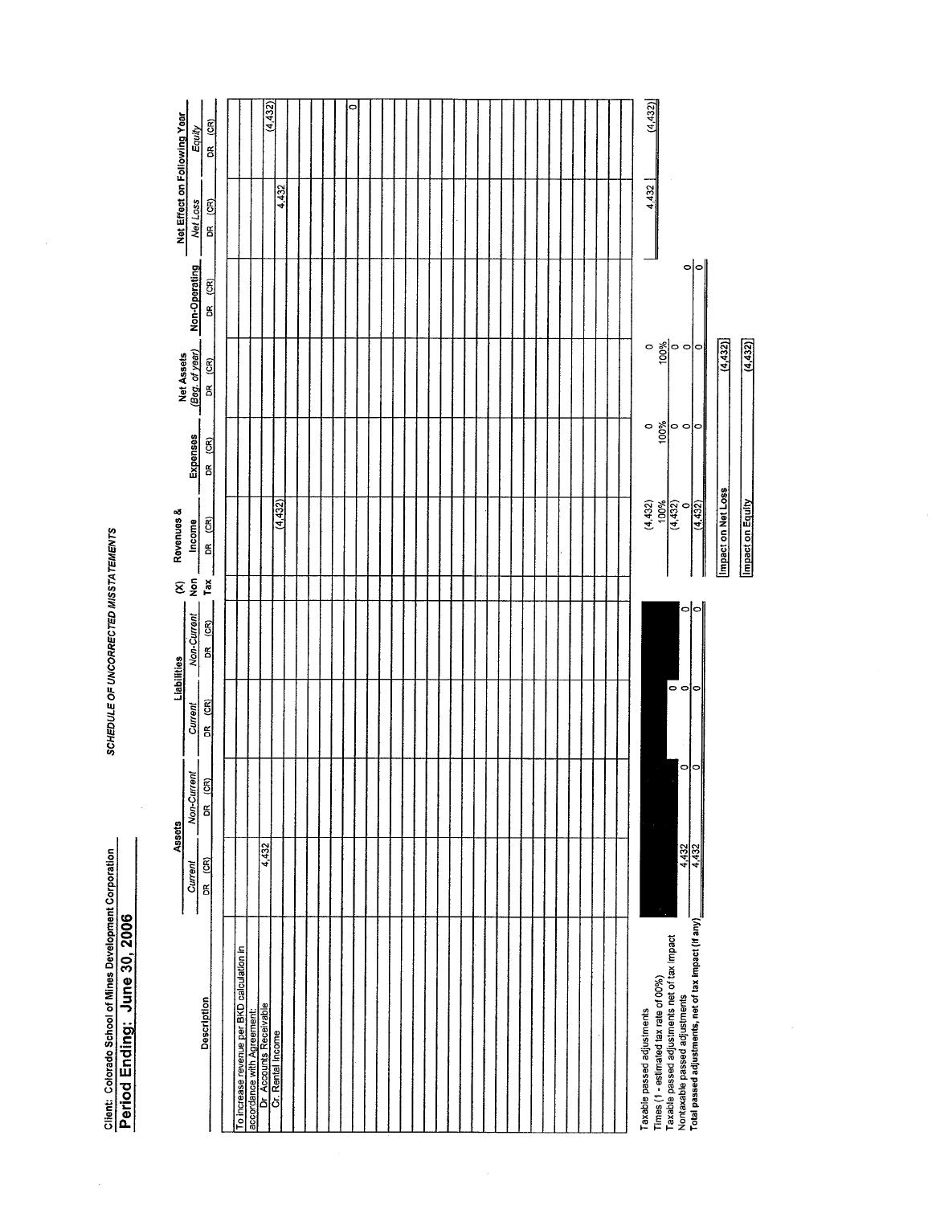Client: Colorado School of Mines Development Corporation

## Period Ending: June 30, 2006

### SCHEDULE OF UNCORRECTED MISSTATEMENTS

| Description | Assets | | Liabilities | | (X) Non Tax | Revenues & Income | Expenses | Net Assets (Beg. of year) | Non-Operating | Net Effect on Following Year | |
|---|---|---|---|---|---|---|---|---|---|---|---|
| | Current | Non-Current | Current | Non-Current | | | | | | Net Loss | Equity |
| | DR (CR) | DR (CR) | DR (CR) | DR (CR) | | DR (CR) | DR (CR) | DR (CR) | DR (CR) | DR (CR) | DR (CR) |
| To increase revenue per BKD calculation in accordance with Agreement: | | | | | | | | | | | |
| Dr. Accounts Receivable | 4,432 | | | | | | | | | | (4,432) |
| Cr. Rental Income | | | | | | (4,432) | | | | 4,432 | |
| | | | | | | | | | | | 0 |
| Taxable passed adjustments | | | | | | (4,432) | 0 | 0 | | 4,432 | (4,432) |
| Times (1 - estimated tax rate of 00%) | | | | | | 100% | 100% | 100% | | | |
| Taxable passed adjustments net of tax impact | 4,432 | 0 | 0 | | | (4,432) | 0 | 0 | | | |
| Nontaxable passed adjustments | | | 0 | 0 | | 0 | 0 | 0 | 0 | | |
| Total passed adjustments, net of tax impact (if any) | 4,432 | 0 | 0 | 0 | | (4,432) | 0 | 0 | 0 | | |

| | |
|---|---|
| Impact on Net Loss | (4,432) |
| Impact on Equity | (4,432) |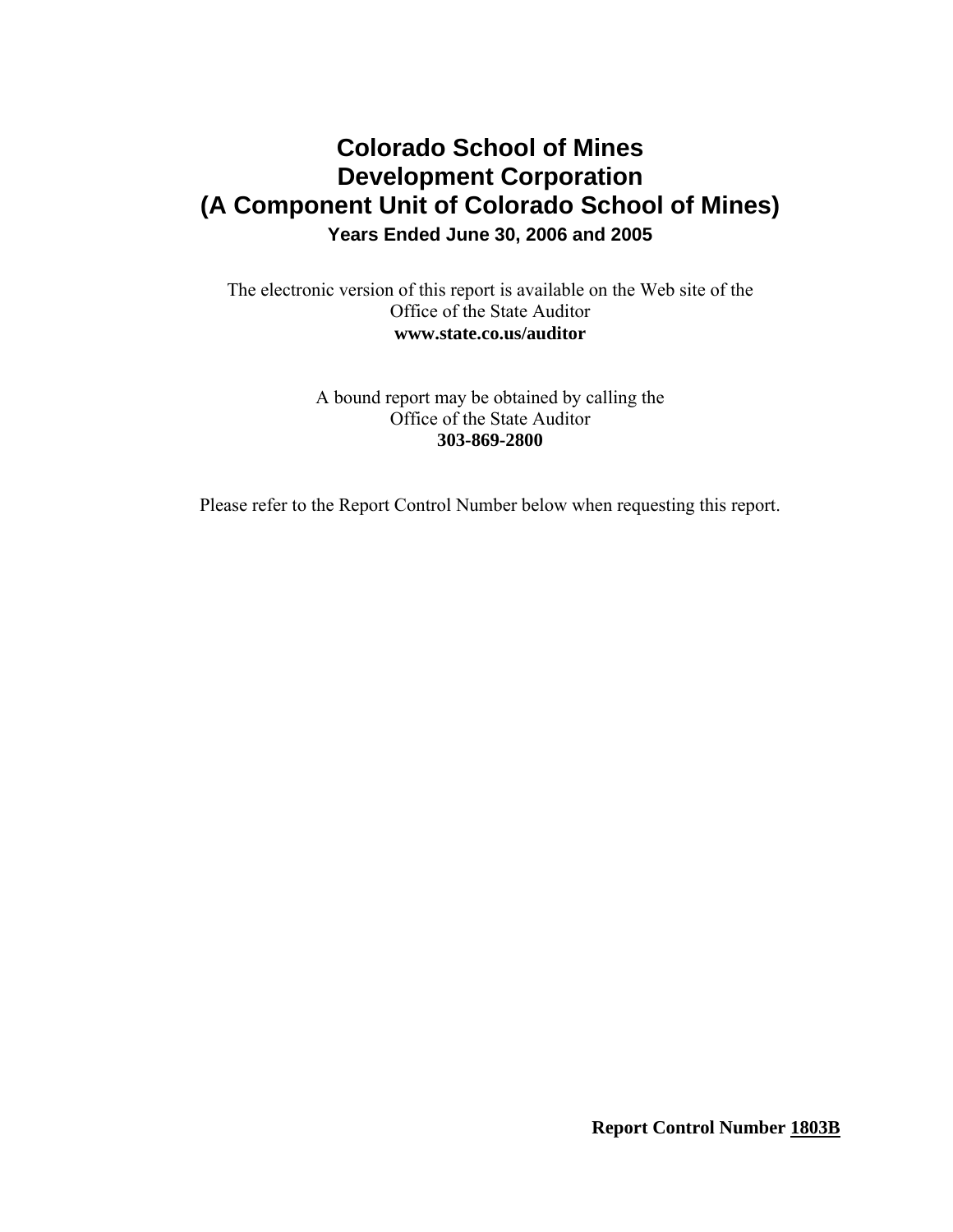# Colorado School of Mines
# Development Corporation
# (A Component Unit of Colorado School of Mines)

### Years Ended June 30, 2006 and 2005

The electronic version of this report is available on the Web site of the
Office of the State Auditor
**www.state.co.us/auditor**

A bound report may be obtained by calling the
Office of the State Auditor
**303-869-2800**

Please refer to the Report Control Number below when requesting this report.

**Report Control Number 1803B**